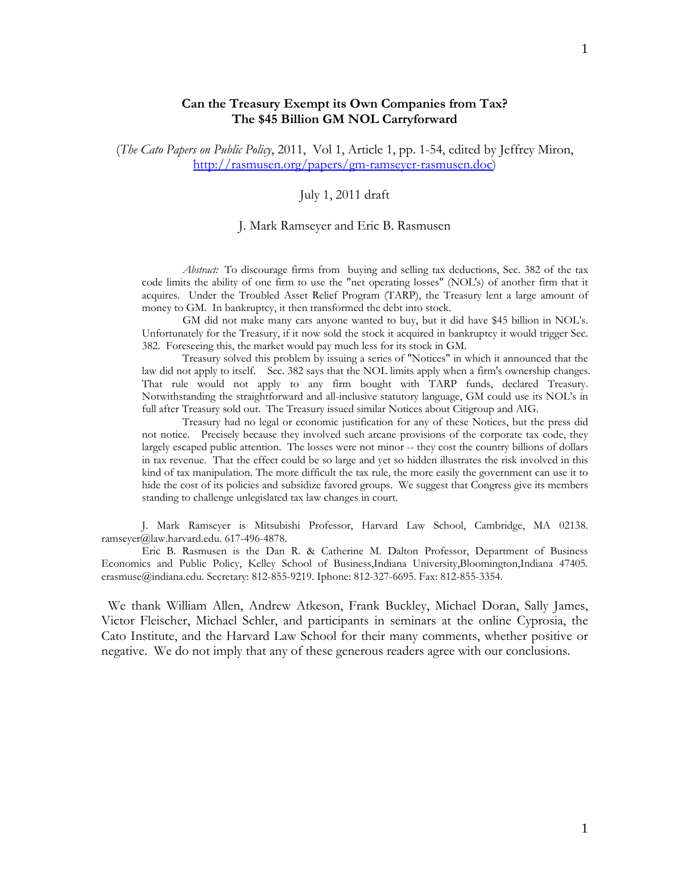# Can the Treasury Exempt its Own Companies from Tax? The $45 Billion GM NOL Carryforward

(*The Cato Papers on Public Policy*, 2011, Vol 1, Article 1, pp. 1-54, edited by Jeffrey Miron, http://rasmusen.org/papers/gm-ramseyer-rasmusen.doc)

July 1, 2011 draft

J. Mark Ramseyer and Eric B. Rasmusen

*Abstract:* To discourage firms from buying and selling tax deductions, Sec. 382 of the tax code limits the ability of one firm to use the "net operating losses" (NOL's) of another firm that it acquires. Under the Troubled Asset Relief Program (TARP), the Treasury lent a large amount of money to GM. In bankruptcy, it then transformed the debt into stock.

GM did not make many cars anyone wanted to buy, but it did have $45 billion in NOL's. Unfortunately for the Treasury, if it now sold the stock it acquired in bankruptcy it would trigger Sec. 382. Foreseeing this, the market would pay much less for its stock in GM.

Treasury solved this problem by issuing a series of "Notices" in which it announced that the law did not apply to itself. Sec. 382 says that the NOL limits apply when a firm's ownership changes. That rule would not apply to any firm bought with TARP funds, declared Treasury. Notwithstanding the straightforward and all-inclusive statutory language, GM could use its NOL's in full after Treasury sold out. The Treasury issued similar Notices about Citigroup and AIG.

Treasury had no legal or economic justification for any of these Notices, but the press did not notice. Precisely because they involved such arcane provisions of the corporate tax code, they largely escaped public attention. The losses were not minor -- they cost the country billions of dollars in tax revenue. That the effect could be so large and yet so hidden illustrates the risk involved in this kind of tax manipulation. The more difficult the tax rule, the more easily the government can use it to hide the cost of its policies and subsidize favored groups. We suggest that Congress give its members standing to challenge unlegislated tax law changes in court.

J. Mark Ramseyer is Mitsubishi Professor, Harvard Law School, Cambridge, MA 02138. ramseyer@law.harvard.edu. 617-496-4878.

Eric B. Rasmusen is the Dan R. & Catherine M. Dalton Professor, Department of Business Economics and Public Policy, Kelley School of Business,Indiana University,Bloomington,Indiana 47405. erasmuse@indiana.edu. Secretary: 812-855-9219. Iphone: 812-327-6695. Fax: 812-855-3354.

We thank William Allen, Andrew Atkeson, Frank Buckley, Michael Doran, Sally James, Victor Fleischer, Michael Schler, and participants in seminars at the online Cyprosia, the Cato Institute, and the Harvard Law School for their many comments, whether positive or negative. We do not imply that any of these generous readers agree with our conclusions.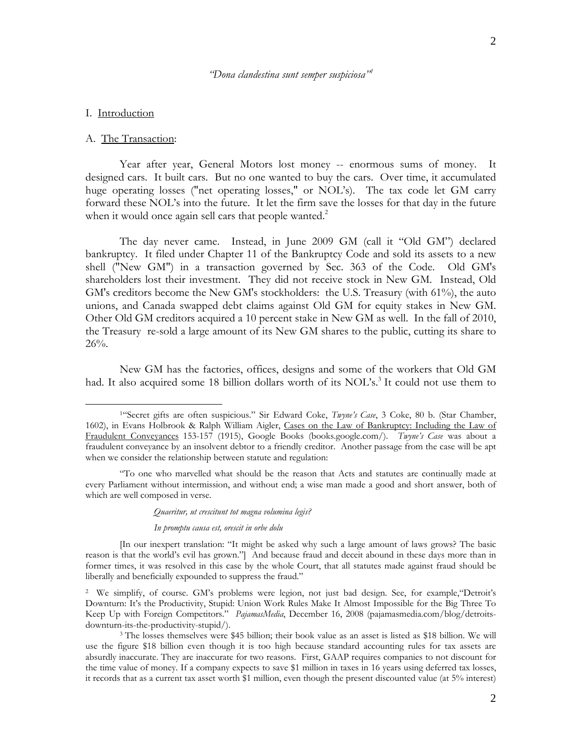*"Dona clandestina sunt semper suspiciosa"*[1]

## I. Introduction

### A. The Transaction:

Year after year, General Motors lost money -- enormous sums of money. It designed cars. It built cars. But no one wanted to buy the cars. Over time, it accumulated huge operating losses ("net operating losses," or NOL's). The tax code let GM carry forward these NOL's into the future. It let the firm save the losses for that day in the future when it would once again sell cars that people wanted.[2]

The day never came. Instead, in June 2009 GM (call it "Old GM") declared bankruptcy. It filed under Chapter 11 of the Bankruptcy Code and sold its assets to a new shell ("New GM") in a transaction governed by Sec. 363 of the Code. Old GM's shareholders lost their investment. They did not receive stock in New GM. Instead, Old GM's creditors become the New GM's stockholders: the U.S. Treasury (with 61%), the auto unions, and Canada swapped debt claims against Old GM for equity stakes in New GM. Other Old GM creditors acquired a 10 percent stake in New GM as well. In the fall of 2010, the Treasury re-sold a large amount of its New GM shares to the public, cutting its share to 26%.

New GM has the factories, offices, designs and some of the workers that Old GM had. It also acquired some 18 billion dollars worth of its NOL's.[3] It could not use them to

---

[1] "Secret gifts are often suspicious." Sir Edward Coke, *Twyne's Case*, 3 Coke, 80 b. (Star Chamber, 1602), in Evans Holbrook & Ralph William Aigler, Cases on the Law of Bankruptcy: Including the Law of Fraudulent Conveyances 153-157 (1915), Google Books (books.google.com/). *Twyne's Case* was about a fraudulent conveyance by an insolvent debtor to a friendly creditor. Another passage from the case will be apt when we consider the relationship between statute and regulation:

"To one who marvelled what should be the reason that Acts and statutes are continually made at every Parliament without intermission, and without end; a wise man made a good and short answer, both of which are well composed in verse.

*Quaeritur, ut crescitunt tot magna volumina legis?*

*In promptu causa est, orescit in orbe dolu*

[In our inexpert translation: "It might be asked why such a large amount of laws grows? The basic reason is that the world's evil has grown."] And because fraud and deceit abound in these days more than in former times, it was resolved in this case by the whole Court, that all statutes made against fraud should be liberally and beneficially expounded to suppress the fraud."

[2] We simplify, of course. GM's problems were legion, not just bad design. See, for example,"Detroit's Downturn: It's the Productivity, Stupid: Union Work Rules Make It Almost Impossible for the Big Three To Keep Up with Foreign Competitors." *PajamasMedia*, December 16, 2008 (pajamasmedia.com/blog/detroits-downturn-its-the-productivity-stupid/).

[3] The losses themselves were $45 billion; their book value as an asset is listed as $18 billion. We will use the figure $18 billion even though it is too high because standard accounting rules for tax assets are absurdly inaccurate. They are inaccurate for two reasons. First, GAAP requires companies to not discount for the time value of money. If a company expects to save $1 million in taxes in 16 years using deferred tax losses, it records that as a current tax asset worth $1 million, even though the present discounted value (at 5% interest)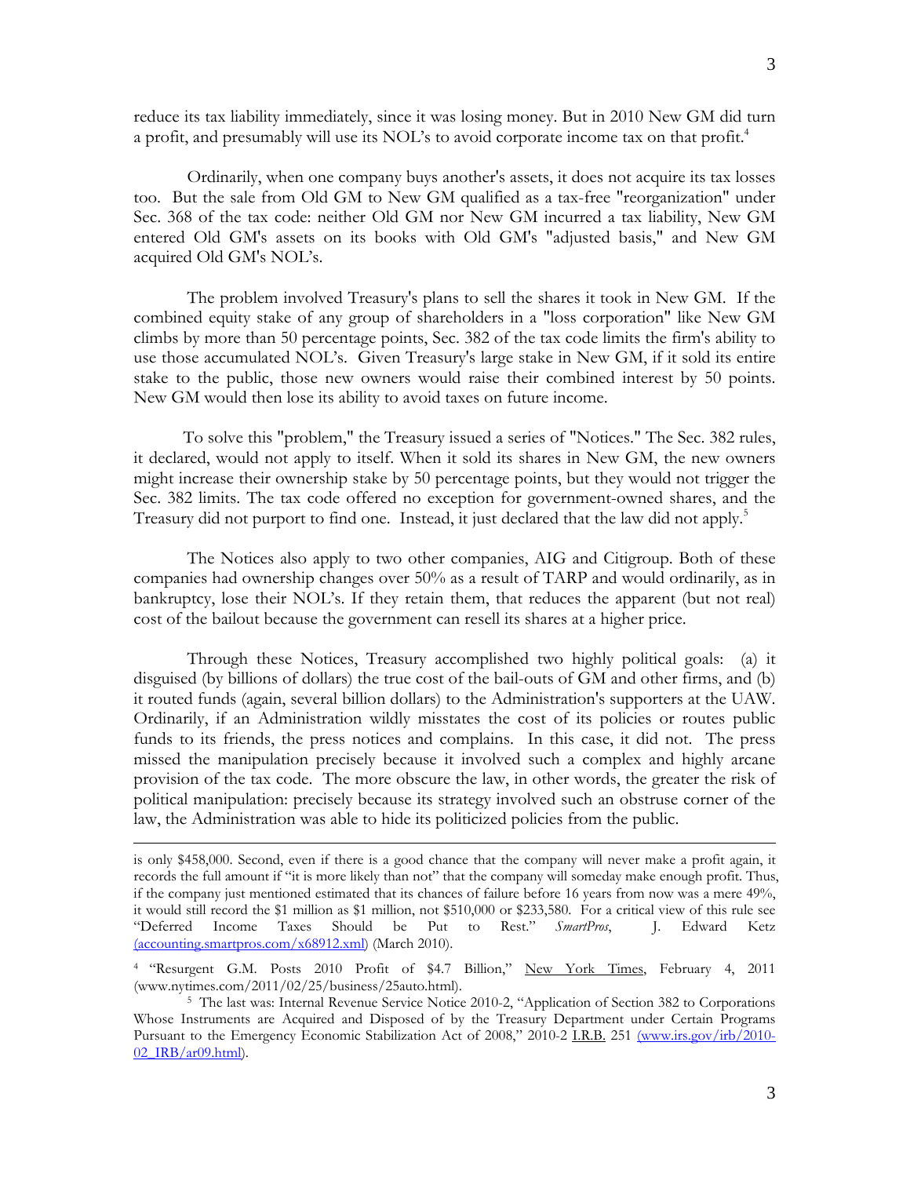reduce its tax liability immediately, since it was losing money. But in 2010 New GM did turn a profit, and presumably will use its NOL's to avoid corporate income tax on that profit.[4]

Ordinarily, when one company buys another's assets, it does not acquire its tax losses too. But the sale from Old GM to New GM qualified as a tax-free "reorganization" under Sec. 368 of the tax code: neither Old GM nor New GM incurred a tax liability, New GM entered Old GM's assets on its books with Old GM's "adjusted basis," and New GM acquired Old GM's NOL's.

The problem involved Treasury's plans to sell the shares it took in New GM. If the combined equity stake of any group of shareholders in a "loss corporation" like New GM climbs by more than 50 percentage points, Sec. 382 of the tax code limits the firm's ability to use those accumulated NOL's. Given Treasury's large stake in New GM, if it sold its entire stake to the public, those new owners would raise their combined interest by 50 points. New GM would then lose its ability to avoid taxes on future income.

To solve this "problem," the Treasury issued a series of "Notices." The Sec. 382 rules, it declared, would not apply to itself. When it sold its shares in New GM, the new owners might increase their ownership stake by 50 percentage points, but they would not trigger the Sec. 382 limits. The tax code offered no exception for government-owned shares, and the Treasury did not purport to find one. Instead, it just declared that the law did not apply.[5]

The Notices also apply to two other companies, AIG and Citigroup. Both of these companies had ownership changes over 50% as a result of TARP and would ordinarily, as in bankruptcy, lose their NOL's. If they retain them, that reduces the apparent (but not real) cost of the bailout because the government can resell its shares at a higher price.

Through these Notices, Treasury accomplished two highly political goals: (a) it disguised (by billions of dollars) the true cost of the bail-outs of GM and other firms, and (b) it routed funds (again, several billion dollars) to the Administration's supporters at the UAW. Ordinarily, if an Administration wildly misstates the cost of its policies or routes public funds to its friends, the press notices and complains. In this case, it did not. The press missed the manipulation precisely because it involved such a complex and highly arcane provision of the tax code. The more obscure the law, in other words, the greater the risk of political manipulation: precisely because its strategy involved such an obstruse corner of the law, the Administration was able to hide its politicized policies from the public.

---

is only $458,000. Second, even if there is a good chance that the company will never make a profit again, it records the full amount if "it is more likely than not" that the company will someday make enough profit. Thus, if the company just mentioned estimated that its chances of failure before 16 years from now was a mere 49%, it would still record the $1 million as $1 million, not $510,000 or $233,580. For a critical view of this rule see "Deferred Income Taxes Should be Put to Rest." *SmartPros*, J. Edward Ketz (accounting.smartpros.com/x68912.xml) (March 2010).

[4] "Resurgent G.M. Posts 2010 Profit of $4.7 Billion," New York Times, February 4, 2011 (www.nytimes.com/2011/02/25/business/25auto.html).

[5] The last was: Internal Revenue Service Notice 2010-2, "Application of Section 382 to Corporations Whose Instruments are Acquired and Disposed of by the Treasury Department under Certain Programs Pursuant to the Emergency Economic Stabilization Act of 2008," 2010-2 I.R.B. 251 (www.irs.gov/irb/2010-02_IRB/ar09.html).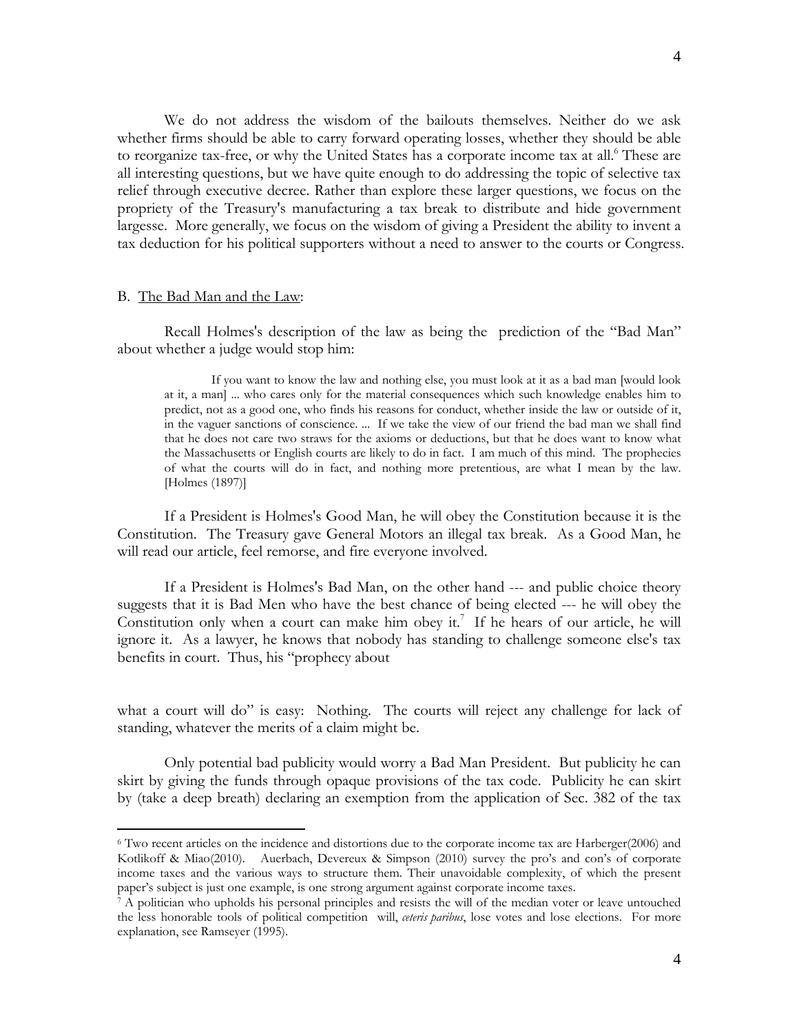We do not address the wisdom of the bailouts themselves. Neither do we ask whether firms should be able to carry forward operating losses, whether they should be able to reorganize tax-free, or why the United States has a corporate income tax at all.[6] These are all interesting questions, but we have quite enough to do addressing the topic of selective tax relief through executive decree. Rather than explore these larger questions, we focus on the propriety of the Treasury's manufacturing a tax break to distribute and hide government largesse. More generally, we focus on the wisdom of giving a President the ability to invent a tax deduction for his political supporters without a need to answer to the courts or Congress.

B. <u>The Bad Man and the Law</u>:

Recall Holmes's description of the law as being the prediction of the "Bad Man" about whether a judge would stop him:

> If you want to know the law and nothing else, you must look at it as a bad man [would look at it, a man] ... who cares only for the material consequences which such knowledge enables him to predict, not as a good one, who finds his reasons for conduct, whether inside the law or outside of it, in the vaguer sanctions of conscience. ... If we take the view of our friend the bad man we shall find that he does not care two straws for the axioms or deductions, but that he does want to know what the Massachusetts or English courts are likely to do in fact. I am much of this mind. The prophecies of what the courts will do in fact, and nothing more pretentious, are what I mean by the law. [Holmes (1897)]

If a President is Holmes's Good Man, he will obey the Constitution because it is the Constitution. The Treasury gave General Motors an illegal tax break. As a Good Man, he will read our article, feel remorse, and fire everyone involved.

If a President is Holmes's Bad Man, on the other hand --- and public choice theory suggests that it is Bad Men who have the best chance of being elected --- he will obey the Constitution only when a court can make him obey it.[7] If he hears of our article, he will ignore it. As a lawyer, he knows that nobody has standing to challenge someone else's tax benefits in court. Thus, his "prophecy about what a court will do" is easy: Nothing. The courts will reject any challenge for lack of standing, whatever the merits of a claim might be.

Only potential bad publicity would worry a Bad Man President. But publicity he can skirt by giving the funds through opaque provisions of the tax code. Publicity he can skirt by (take a deep breath) declaring an exemption from the application of Sec. 382 of the tax

---

[6] Two recent articles on the incidence and distortions due to the corporate income tax are Harberger(2006) and Kotlikoff & Miao(2010). Auerbach, Devereux & Simpson (2010) survey the pro's and con's of corporate income taxes and the various ways to structure them. Their unavoidable complexity, of which the present paper's subject is just one example, is one strong argument against corporate income taxes.

[7] A politician who upholds his personal principles and resists the will of the median voter or leave untouched the less honorable tools of political competition will, *ceteris paribus*, lose votes and lose elections. For more explanation, see Ramseyer (1995).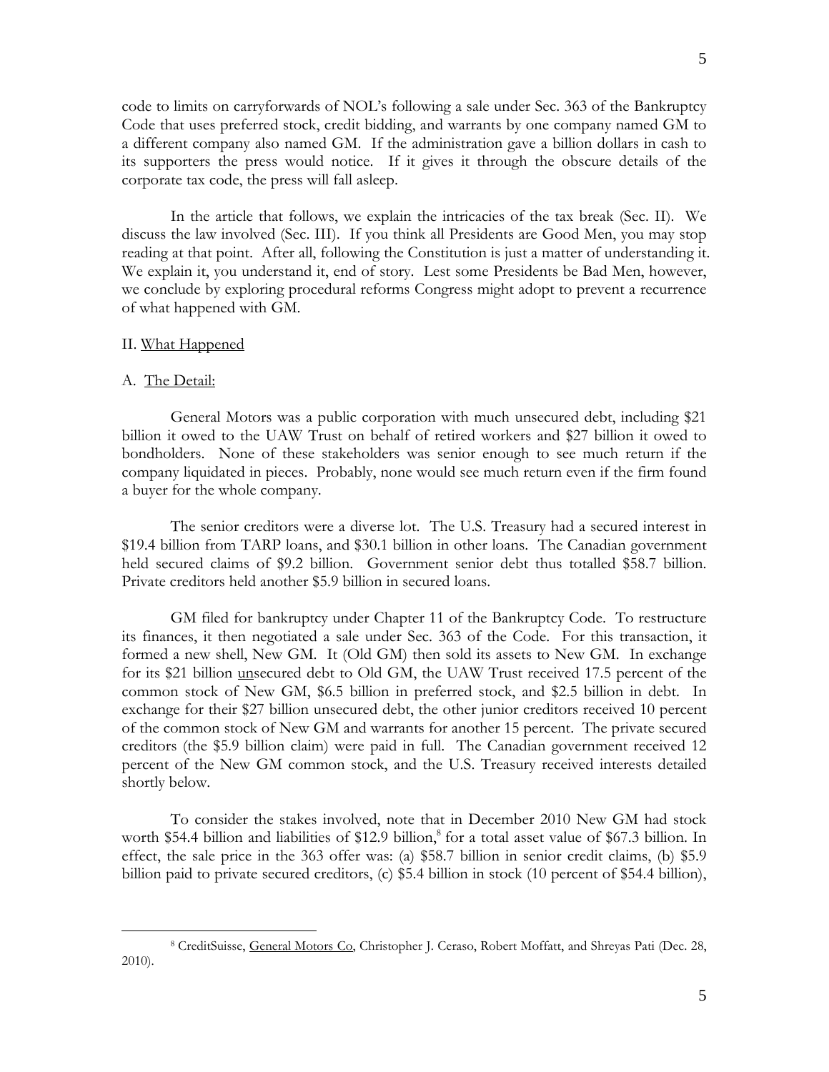code to limits on carryforwards of NOL's following a sale under Sec. 363 of the Bankruptcy Code that uses preferred stock, credit bidding, and warrants by one company named GM to a different company also named GM. If the administration gave a billion dollars in cash to its supporters the press would notice. If it gives it through the obscure details of the corporate tax code, the press will fall asleep.

In the article that follows, we explain the intricacies of the tax break (Sec. II). We discuss the law involved (Sec. III). If you think all Presidents are Good Men, you may stop reading at that point. After all, following the Constitution is just a matter of understanding it. We explain it, you understand it, end of story. Lest some Presidents be Bad Men, however, we conclude by exploring procedural reforms Congress might adopt to prevent a recurrence of what happened with GM.

## II. What Happened

### A. The Detail:

General Motors was a public corporation with much unsecured debt, including $21 billion it owed to the UAW Trust on behalf of retired workers and $27 billion it owed to bondholders. None of these stakeholders was senior enough to see much return if the company liquidated in pieces. Probably, none would see much return even if the firm found a buyer for the whole company.

The senior creditors were a diverse lot. The U.S. Treasury had a secured interest in $19.4 billion from TARP loans, and $30.1 billion in other loans. The Canadian government held secured claims of $9.2 billion. Government senior debt thus totalled $58.7 billion. Private creditors held another $5.9 billion in secured loans.

GM filed for bankruptcy under Chapter 11 of the Bankruptcy Code. To restructure its finances, it then negotiated a sale under Sec. 363 of the Code. For this transaction, it formed a new shell, New GM. It (Old GM) then sold its assets to New GM. In exchange for its $21 billion unsecured debt to Old GM, the UAW Trust received 17.5 percent of the common stock of New GM, $6.5 billion in preferred stock, and $2.5 billion in debt. In exchange for their $27 billion unsecured debt, the other junior creditors received 10 percent of the common stock of New GM and warrants for another 15 percent. The private secured creditors (the $5.9 billion claim) were paid in full. The Canadian government received 12 percent of the New GM common stock, and the U.S. Treasury received interests detailed shortly below.

To consider the stakes involved, note that in December 2010 New GM had stock worth $54.4 billion and liabilities of $12.9 billion,[8] for a total asset value of $67.3 billion. In effect, the sale price in the 363 offer was: (a) $58.7 billion in senior credit claims, (b) $5.9 billion paid to private secured creditors, (c) $5.4 billion in stock (10 percent of $54.4 billion),

---

[8] CreditSuisse, General Motors Co, Christopher J. Ceraso, Robert Moffatt, and Shreyas Pati (Dec. 28, 2010).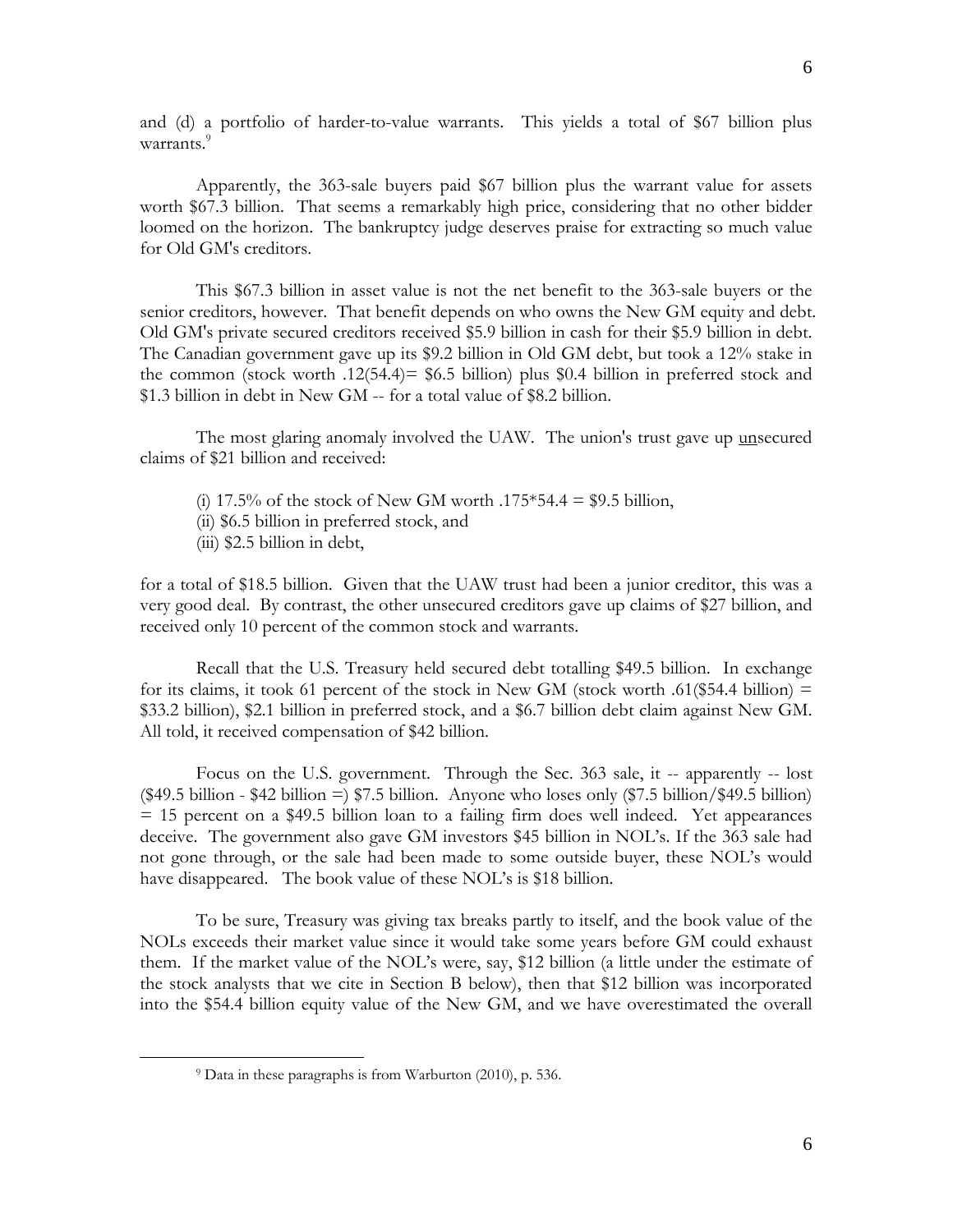and (d) a portfolio of harder-to-value warrants. This yields a total of \$67 billion plus warrants.[9]

Apparently, the 363-sale buyers paid \$67 billion plus the warrant value for assets worth \$67.3 billion. That seems a remarkably high price, considering that no other bidder loomed on the horizon. The bankruptcy judge deserves praise for extracting so much value for Old GM's creditors.

This \$67.3 billion in asset value is not the net benefit to the 363-sale buyers or the senior creditors, however. That benefit depends on who owns the New GM equity and debt. Old GM's private secured creditors received \$5.9 billion in cash for their \$5.9 billion in debt. The Canadian government gave up its \$9.2 billion in Old GM debt, but took a 12% stake in the common (stock worth .12(54.4)= \$6.5 billion) plus \$0.4 billion in preferred stock and \$1.3 billion in debt in New GM -- for a total value of \$8.2 billion.

The most glaring anomaly involved the UAW. The union's trust gave up <u>un</u>secured claims of \$21 billion and received:

(i) 17.5% of the stock of New GM worth .175*54.4 = \$9.5 billion,
(ii) \$6.5 billion in preferred stock, and
(iii) \$2.5 billion in debt,

for a total of \$18.5 billion. Given that the UAW trust had been a junior creditor, this was a very good deal. By contrast, the other unsecured creditors gave up claims of \$27 billion, and received only 10 percent of the common stock and warrants.

Recall that the U.S. Treasury held secured debt totalling \$49.5 billion. In exchange for its claims, it took 61 percent of the stock in New GM (stock worth .61(\$54.4 billion) = \$33.2 billion), \$2.1 billion in preferred stock, and a \$6.7 billion debt claim against New GM. All told, it received compensation of \$42 billion.

Focus on the U.S. government. Through the Sec. 363 sale, it -- apparently -- lost (\$49.5 billion - \$42 billion =) \$7.5 billion. Anyone who loses only (\$7.5 billion/\$49.5 billion) = 15 percent on a \$49.5 billion loan to a failing firm does well indeed. Yet appearances deceive. The government also gave GM investors \$45 billion in NOL's. If the 363 sale had not gone through, or the sale had been made to some outside buyer, these NOL's would have disappeared. The book value of these NOL's is \$18 billion.

To be sure, Treasury was giving tax breaks partly to itself, and the book value of the NOLs exceeds their market value since it would take some years before GM could exhaust them. If the market value of the NOL's were, say, \$12 billion (a little under the estimate of the stock analysts that we cite in Section B below), then that \$12 billion was incorporated into the \$54.4 billion equity value of the New GM, and we have overestimated the overall

[9] Data in these paragraphs is from Warburton (2010), p. 536.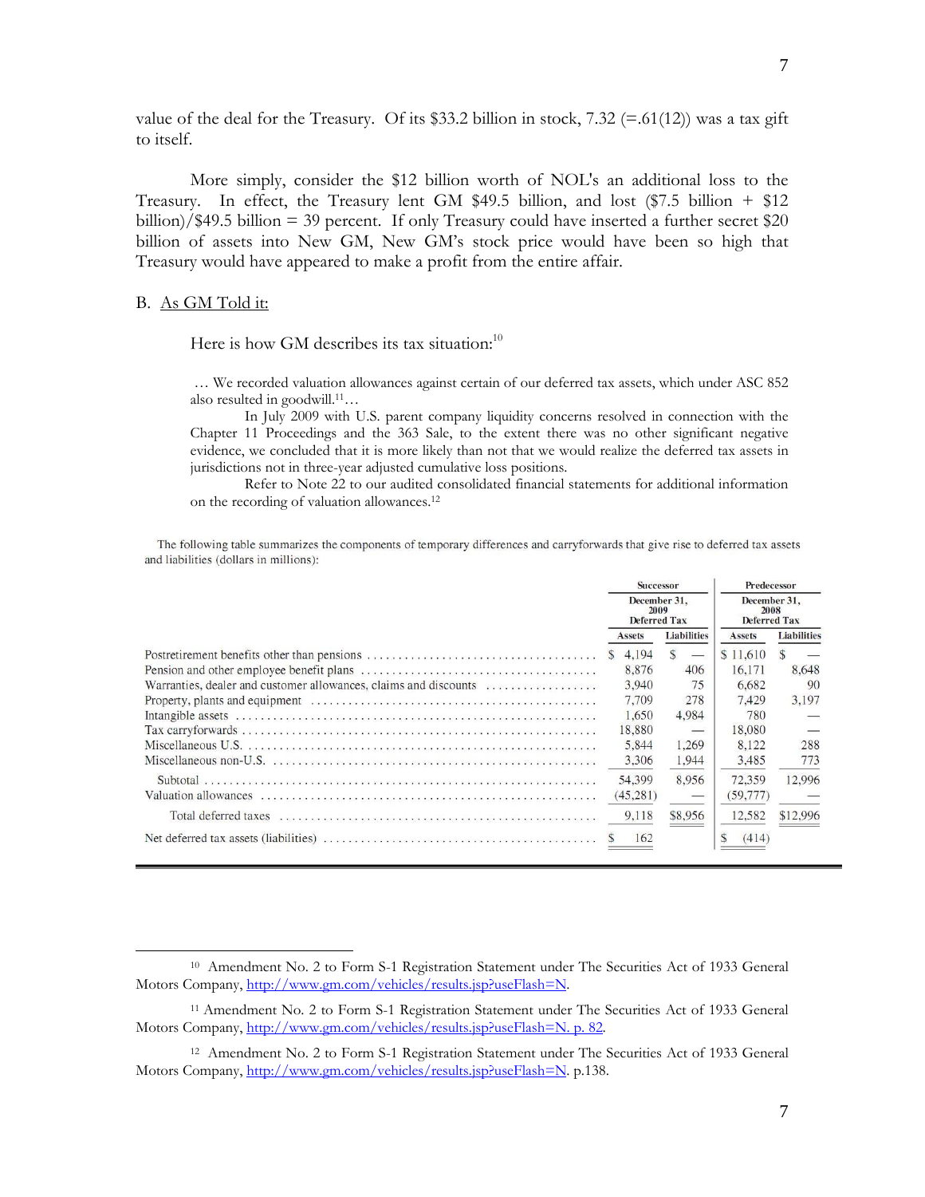value of the deal for the Treasury. Of its $33.2 billion in stock, 7.32 (=.61(12)) was a tax gift to itself.

More simply, consider the $12 billion worth of NOL's an additional loss to the Treasury. In effect, the Treasury lent GM $49.5 billion, and lost ($7.5 billion + $12 billion)/$49.5 billion = 39 percent. If only Treasury could have inserted a further secret $20 billion of assets into New GM, New GM's stock price would have been so high that Treasury would have appeared to make a profit from the entire affair.

B. As GM Told it:

Here is how GM describes its tax situation:[10]

> … We recorded valuation allowances against certain of our deferred tax assets, which under ASC 852 also resulted in goodwill.[11]…
>
> In July 2009 with U.S. parent company liquidity concerns resolved in connection with the Chapter 11 Proceedings and the 363 Sale, to the extent there was no other significant negative evidence, we concluded that it is more likely than not that we would realize the deferred tax assets in jurisdictions not in three-year adjusted cumulative loss positions.
>
> Refer to Note 22 to our audited consolidated financial statements for additional information on the recording of valuation allowances.[12]

The following table summarizes the components of temporary differences and carryforwards that give rise to deferred tax assets and liabilities (dollars in millions):

| | Successor | | Predecessor | |
|---|---|---|---|---|
| | December 31, 2009 Deferred Tax | | December 31, 2008 Deferred Tax | |
| | Assets | Liabilities | Assets | Liabilities |
| Postretirement benefits other than pensions | $ 4,194 | $ — | $ 11,610 | $ — |
| Pension and other employee benefit plans | 8,876 | 406 | 16,171 | 8,648 |
| Warranties, dealer and customer allowances, claims and discounts | 3,940 | 75 | 6,682 | 90 |
| Property, plants and equipment | 7,709 | 278 | 7,429 | 3,197 |
| Intangible assets | 1,650 | 4,984 | 780 | — |
| Tax carryforwards | 18,880 | — | 18,080 | — |
| Miscellaneous U.S. | 5,844 | 1,269 | 8,122 | 288 |
| Miscellaneous non-U.S. | 3,306 | 1,944 | 3,485 | 773 |
| Subtotal | 54,399 | 8,956 | 72,359 | 12,996 |
| Valuation allowances | (45,281) | — | (59,777) | — |
| Total deferred taxes | 9,118 | $8,956 | 12,582 | $12,996 |
| Net deferred tax assets (liabilities) | $ 162 | | $ (414) | |

[10] Amendment No. 2 to Form S-1 Registration Statement under The Securities Act of 1933 General Motors Company, http://www.gm.com/vehicles/results.jsp?useFlash=N.

[11] Amendment No. 2 to Form S-1 Registration Statement under The Securities Act of 1933 General Motors Company, http://www.gm.com/vehicles/results.jsp?useFlash=N. p. 82.

[12] Amendment No. 2 to Form S-1 Registration Statement under The Securities Act of 1933 General Motors Company, http://www.gm.com/vehicles/results.jsp?useFlash=N. p.138.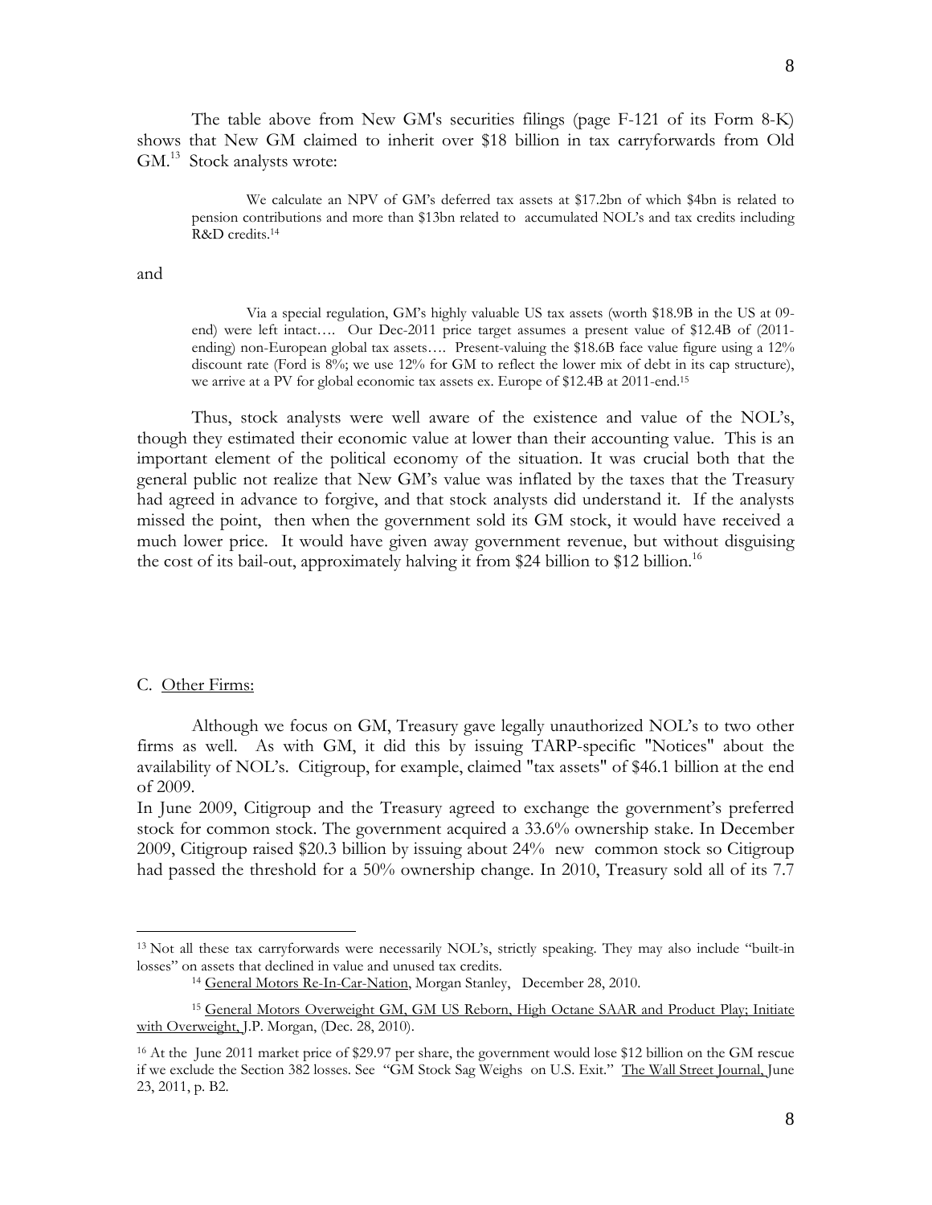The table above from New GM's securities filings (page F-121 of its Form 8-K) shows that New GM claimed to inherit over $18 billion in tax carryforwards from Old GM.[13] Stock analysts wrote:

> We calculate an NPV of GM's deferred tax assets at $17.2bn of which $4bn is related to pension contributions and more than $13bn related to accumulated NOL's and tax credits including R&D credits.[14]

and

> Via a special regulation, GM's highly valuable US tax assets (worth $18.9B in the US at 09-end) were left intact…. Our Dec-2011 price target assumes a present value of $12.4B of (2011-ending) non-European global tax assets…. Present-valuing the $18.6B face value figure using a 12% discount rate (Ford is 8%; we use 12% for GM to reflect the lower mix of debt in its cap structure), we arrive at a PV for global economic tax assets ex. Europe of $12.4B at 2011-end.[15]

Thus, stock analysts were well aware of the existence and value of the NOL's, though they estimated their economic value at lower than their accounting value. This is an important element of the political economy of the situation. It was crucial both that the general public not realize that New GM's value was inflated by the taxes that the Treasury had agreed in advance to forgive, and that stock analysts did understand it. If the analysts missed the point, then when the government sold its GM stock, it would have received a much lower price. It would have given away government revenue, but without disguising the cost of its bail-out, approximately halving it from $24 billion to $12 billion.[16]

C. Other Firms:

Although we focus on GM, Treasury gave legally unauthorized NOL's to two other firms as well. As with GM, it did this by issuing TARP-specific "Notices" about the availability of NOL's. Citigroup, for example, claimed "tax assets" of $46.1 billion at the end of 2009.

In June 2009, Citigroup and the Treasury agreed to exchange the government's preferred stock for common stock. The government acquired a 33.6% ownership stake. In December 2009, Citigroup raised $20.3 billion by issuing about 24% new common stock so Citigroup had passed the threshold for a 50% ownership change. In 2010, Treasury sold all of its 7.7

---

[13] Not all these tax carryforwards were necessarily NOL's, strictly speaking. They may also include "built-in losses" on assets that declined in value and unused tax credits.

[14] General Motors Re-In-Car-Nation, Morgan Stanley, December 28, 2010.

[15] General Motors Overweight GM, GM US Reborn, High Octane SAAR and Product Play; Initiate with Overweight, J.P. Morgan, (Dec. 28, 2010).

[16] At the June 2011 market price of $29.97 per share, the government would lose $12 billion on the GM rescue if we exclude the Section 382 losses. See "GM Stock Sag Weighs on U.S. Exit." The Wall Street Journal, June 23, 2011, p. B2.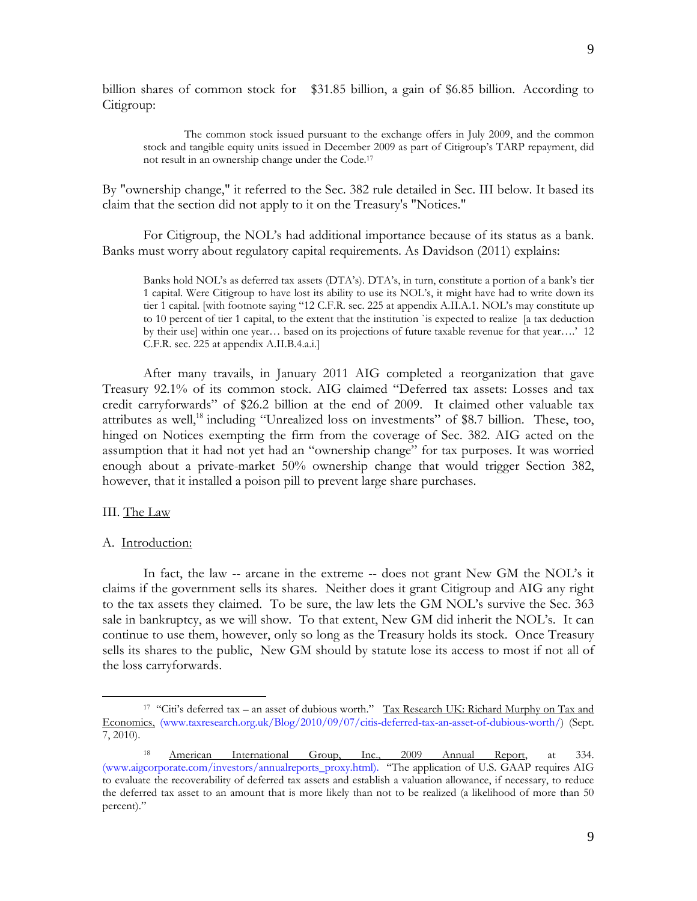billion shares of common stock for $31.85 billion, a gain of $6.85 billion. According to Citigroup:

> The common stock issued pursuant to the exchange offers in July 2009, and the common stock and tangible equity units issued in December 2009 as part of Citigroup's TARP repayment, did not result in an ownership change under the Code.[17]

By "ownership change," it referred to the Sec. 382 rule detailed in Sec. III below. It based its claim that the section did not apply to it on the Treasury's "Notices."

For Citigroup, the NOL's had additional importance because of its status as a bank. Banks must worry about regulatory capital requirements. As Davidson (2011) explains:

> Banks hold NOL's as deferred tax assets (DTA's). DTA's, in turn, constitute a portion of a bank's tier 1 capital. Were Citigroup to have lost its ability to use its NOL's, it might have had to write down its tier 1 capital. [with footnote saying "12 C.F.R. sec. 225 at appendix A.II.A.1. NOL's may constitute up to 10 percent of tier 1 capital, to the extent that the institution `is expected to realize [a tax deduction by their use] within one year… based on its projections of future taxable revenue for that year….' 12 C.F.R. sec. 225 at appendix A.II.B.4.a.i.]

After many travails, in January 2011 AIG completed a reorganization that gave Treasury 92.1% of its common stock. AIG claimed "Deferred tax assets: Losses and tax credit carryforwards" of $26.2 billion at the end of 2009. It claimed other valuable tax attributes as well,[18] including "Unrealized loss on investments" of $8.7 billion. These, too, hinged on Notices exempting the firm from the coverage of Sec. 382. AIG acted on the assumption that it had not yet had an "ownership change" for tax purposes. It was worried enough about a private-market 50% ownership change that would trigger Section 382, however, that it installed a poison pill to prevent large share purchases.

## III. The Law

### A. Introduction:

In fact, the law -- arcane in the extreme -- does not grant New GM the NOL's it claims if the government sells its shares. Neither does it grant Citigroup and AIG any right to the tax assets they claimed. To be sure, the law lets the GM NOL's survive the Sec. 363 sale in bankruptcy, as we will show. To that extent, New GM did inherit the NOL's. It can continue to use them, however, only so long as the Treasury holds its stock. Once Treasury sells its shares to the public, New GM should by statute lose its access to most if not all of the loss carryforwards.

---

[17] "Citi's deferred tax – an asset of dubious worth." Tax Research UK: Richard Murphy on Tax and Economics, (www.taxresearch.org.uk/Blog/2010/09/07/citis-deferred-tax-an-asset-of-dubious-worth/) (Sept. 7, 2010).

[18] American International Group, Inc., 2009 Annual Report, at 334. (www.aigcorporate.com/investors/annualreports_proxy.html). "The application of U.S. GAAP requires AIG to evaluate the recoverability of deferred tax assets and establish a valuation allowance, if necessary, to reduce the deferred tax asset to an amount that is more likely than not to be realized (a likelihood of more than 50 percent)."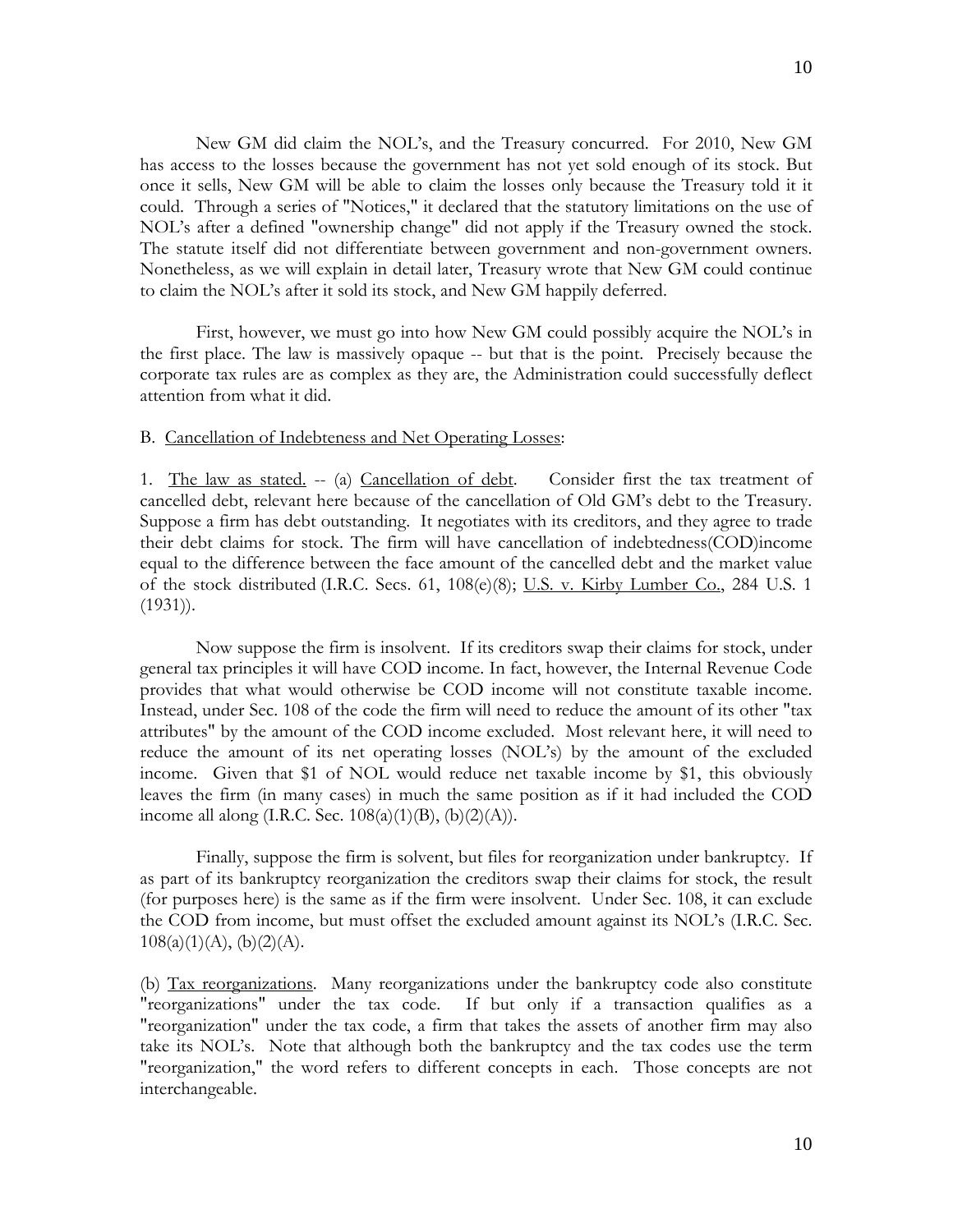New GM did claim the NOL's, and the Treasury concurred. For 2010, New GM has access to the losses because the government has not yet sold enough of its stock. But once it sells, New GM will be able to claim the losses only because the Treasury told it it could. Through a series of "Notices," it declared that the statutory limitations on the use of NOL's after a defined "ownership change" did not apply if the Treasury owned the stock. The statute itself did not differentiate between government and non-government owners. Nonetheless, as we will explain in detail later, Treasury wrote that New GM could continue to claim the NOL's after it sold its stock, and New GM happily deferred.

First, however, we must go into how New GM could possibly acquire the NOL's in the first place. The law is massively opaque -- but that is the point. Precisely because the corporate tax rules are as complex as they are, the Administration could successfully deflect attention from what it did.

B. Cancellation of Indebteness and Net Operating Losses:

1. The law as stated. -- (a) Cancellation of debt. Consider first the tax treatment of cancelled debt, relevant here because of the cancellation of Old GM's debt to the Treasury. Suppose a firm has debt outstanding. It negotiates with its creditors, and they agree to trade their debt claims for stock. The firm will have cancellation of indebtedness(COD)income equal to the difference between the face amount of the cancelled debt and the market value of the stock distributed (I.R.C. Secs. 61, 108(e)(8); U.S. v. Kirby Lumber Co., 284 U.S. 1 (1931)).

Now suppose the firm is insolvent. If its creditors swap their claims for stock, under general tax principles it will have COD income. In fact, however, the Internal Revenue Code provides that what would otherwise be COD income will not constitute taxable income. Instead, under Sec. 108 of the code the firm will need to reduce the amount of its other "tax attributes" by the amount of the COD income excluded. Most relevant here, it will need to reduce the amount of its net operating losses (NOL's) by the amount of the excluded income. Given that $1 of NOL would reduce net taxable income by $1, this obviously leaves the firm (in many cases) in much the same position as if it had included the COD income all along (I.R.C. Sec. 108(a)(1)(B), (b)(2)(A)).

Finally, suppose the firm is solvent, but files for reorganization under bankruptcy. If as part of its bankruptcy reorganization the creditors swap their claims for stock, the result (for purposes here) is the same as if the firm were insolvent. Under Sec. 108, it can exclude the COD from income, but must offset the excluded amount against its NOL's (I.R.C. Sec. 108(a)(1)(A), (b)(2)(A).

(b) Tax reorganizations. Many reorganizations under the bankruptcy code also constitute "reorganizations" under the tax code. If but only if a transaction qualifies as a "reorganization" under the tax code, a firm that takes the assets of another firm may also take its NOL's. Note that although both the bankruptcy and the tax codes use the term "reorganization," the word refers to different concepts in each. Those concepts are not interchangeable.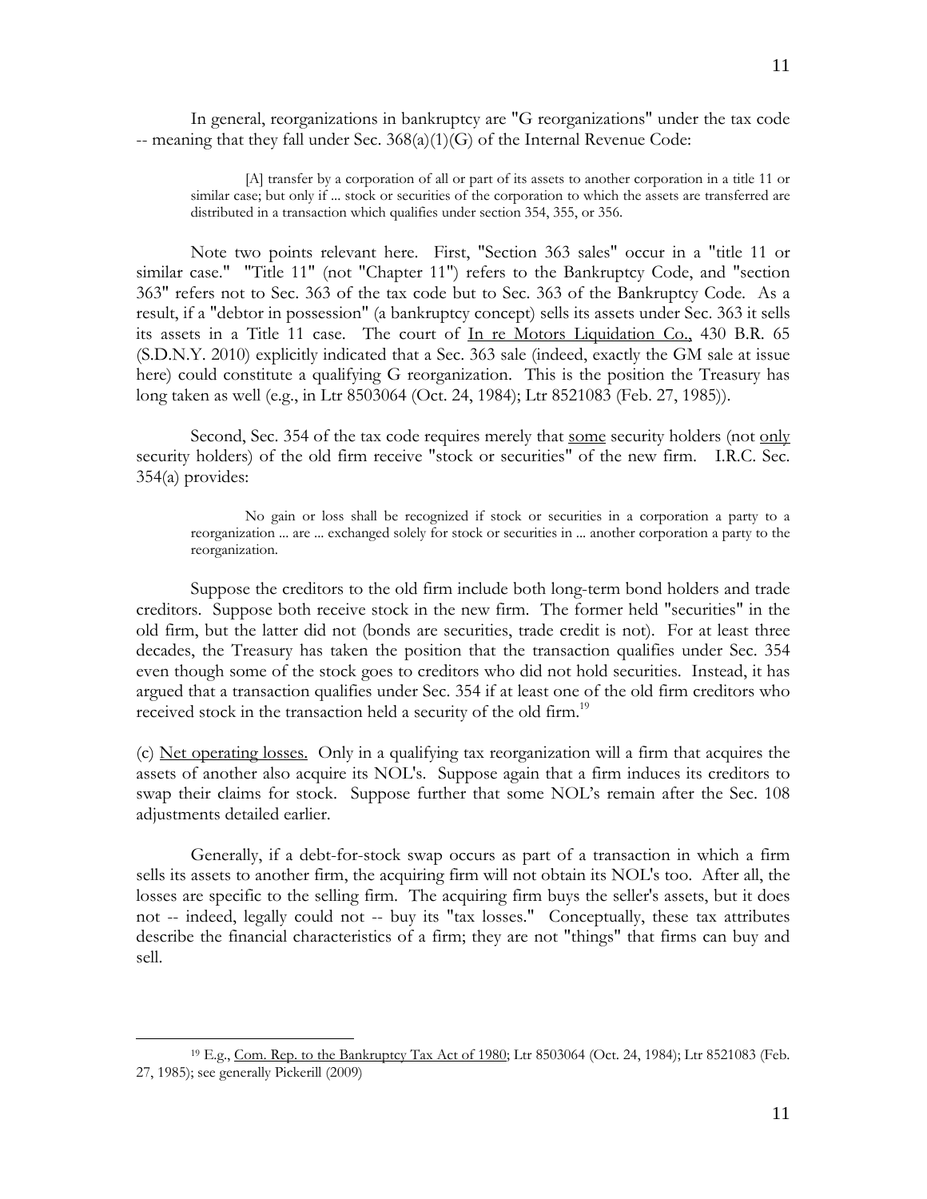In general, reorganizations in bankruptcy are "G reorganizations" under the tax code -- meaning that they fall under Sec. 368(a)(1)(G) of the Internal Revenue Code:

> [A] transfer by a corporation of all or part of its assets to another corporation in a title 11 or similar case; but only if ... stock or securities of the corporation to which the assets are transferred are distributed in a transaction which qualifies under section 354, 355, or 356.

Note two points relevant here. First, "Section 363 sales" occur in a "title 11 or similar case." "Title 11" (not "Chapter 11") refers to the Bankruptcy Code, and "section 363" refers not to Sec. 363 of the tax code but to Sec. 363 of the Bankruptcy Code. As a result, if a "debtor in possession" (a bankruptcy concept) sells its assets under Sec. 363 it sells its assets in a Title 11 case. The court of In re Motors Liquidation Co., 430 B.R. 65 (S.D.N.Y. 2010) explicitly indicated that a Sec. 363 sale (indeed, exactly the GM sale at issue here) could constitute a qualifying G reorganization. This is the position the Treasury has long taken as well (e.g., in Ltr 8503064 (Oct. 24, 1984); Ltr 8521083 (Feb. 27, 1985)).

Second, Sec. 354 of the tax code requires merely that some security holders (not only security holders) of the old firm receive "stock or securities" of the new firm. I.R.C. Sec. 354(a) provides:

> No gain or loss shall be recognized if stock or securities in a corporation a party to a reorganization ... are ... exchanged solely for stock or securities in ... another corporation a party to the reorganization.

Suppose the creditors to the old firm include both long-term bond holders and trade creditors. Suppose both receive stock in the new firm. The former held "securities" in the old firm, but the latter did not (bonds are securities, trade credit is not). For at least three decades, the Treasury has taken the position that the transaction qualifies under Sec. 354 even though some of the stock goes to creditors who did not hold securities. Instead, it has argued that a transaction qualifies under Sec. 354 if at least one of the old firm creditors who received stock in the transaction held a security of the old firm.[19]

(c) Net operating losses. Only in a qualifying tax reorganization will a firm that acquires the assets of another also acquire its NOL's. Suppose again that a firm induces its creditors to swap their claims for stock. Suppose further that some NOL's remain after the Sec. 108 adjustments detailed earlier.

Generally, if a debt-for-stock swap occurs as part of a transaction in which a firm sells its assets to another firm, the acquiring firm will not obtain its NOL's too. After all, the losses are specific to the selling firm. The acquiring firm buys the seller's assets, but it does not -- indeed, legally could not -- buy its "tax losses." Conceptually, these tax attributes describe the financial characteristics of a firm; they are not "things" that firms can buy and sell.

---

[19] E.g., Com. Rep. to the Bankruptcy Tax Act of 1980; Ltr 8503064 (Oct. 24, 1984); Ltr 8521083 (Feb. 27, 1985); see generally Pickerill (2009)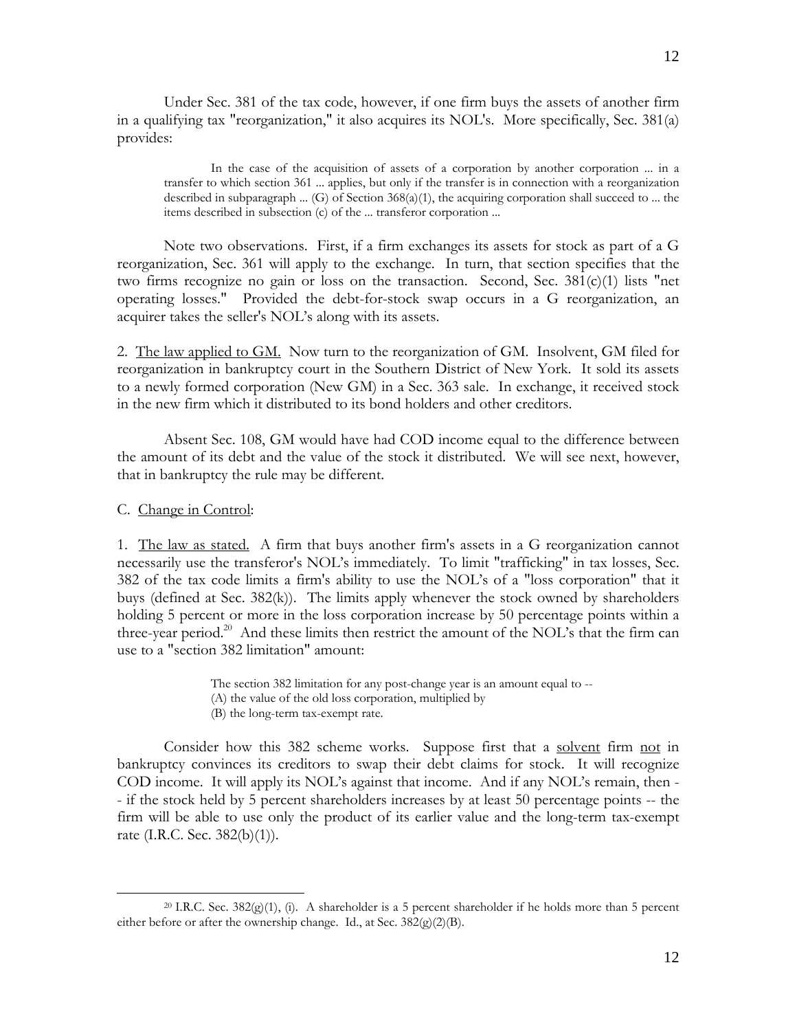Under Sec. 381 of the tax code, however, if one firm buys the assets of another firm in a qualifying tax "reorganization," it also acquires its NOL's. More specifically, Sec. 381(a) provides:

> In the case of the acquisition of assets of a corporation by another corporation ... in a transfer to which section 361 ... applies, but only if the transfer is in connection with a reorganization described in subparagraph ... (G) of Section 368(a)(1), the acquiring corporation shall succeed to ... the items described in subsection (c) of the ... transferor corporation ...

Note two observations. First, if a firm exchanges its assets for stock as part of a G reorganization, Sec. 361 will apply to the exchange. In turn, that section specifies that the two firms recognize no gain or loss on the transaction. Second, Sec. 381(c)(1) lists "net operating losses." Provided the debt-for-stock swap occurs in a G reorganization, an acquirer takes the seller's NOL's along with its assets.

2. <u>The law applied to GM.</u> Now turn to the reorganization of GM. Insolvent, GM filed for reorganization in bankruptcy court in the Southern District of New York. It sold its assets to a newly formed corporation (New GM) in a Sec. 363 sale. In exchange, it received stock in the new firm which it distributed to its bond holders and other creditors.

Absent Sec. 108, GM would have had COD income equal to the difference between the amount of its debt and the value of the stock it distributed. We will see next, however, that in bankruptcy the rule may be different.

C. <u>Change in Control</u>:

1. <u>The law as stated.</u> A firm that buys another firm's assets in a G reorganization cannot necessarily use the transferor's NOL's immediately. To limit "trafficking" in tax losses, Sec. 382 of the tax code limits a firm's ability to use the NOL's of a "loss corporation" that it buys (defined at Sec. 382(k)). The limits apply whenever the stock owned by shareholders holding 5 percent or more in the loss corporation increase by 50 percentage points within a three-year period.[20] And these limits then restrict the amount of the NOL's that the firm can use to a "section 382 limitation" amount:

> The section 382 limitation for any post-change year is an amount equal to --
> (A) the value of the old loss corporation, multiplied by
> (B) the long-term tax-exempt rate.

Consider how this 382 scheme works. Suppose first that a <u>solvent</u> firm <u>not</u> in bankruptcy convinces its creditors to swap their debt claims for stock. It will recognize COD income. It will apply its NOL's against that income. And if any NOL's remain, then -- if the stock held by 5 percent shareholders increases by at least 50 percentage points -- the firm will be able to use only the product of its earlier value and the long-term tax-exempt rate (I.R.C. Sec. 382(b)(1)).

[20] I.R.C. Sec. 382(g)(1), (i). A shareholder is a 5 percent shareholder if he holds more than 5 percent either before or after the ownership change. Id., at Sec. 382(g)(2)(B).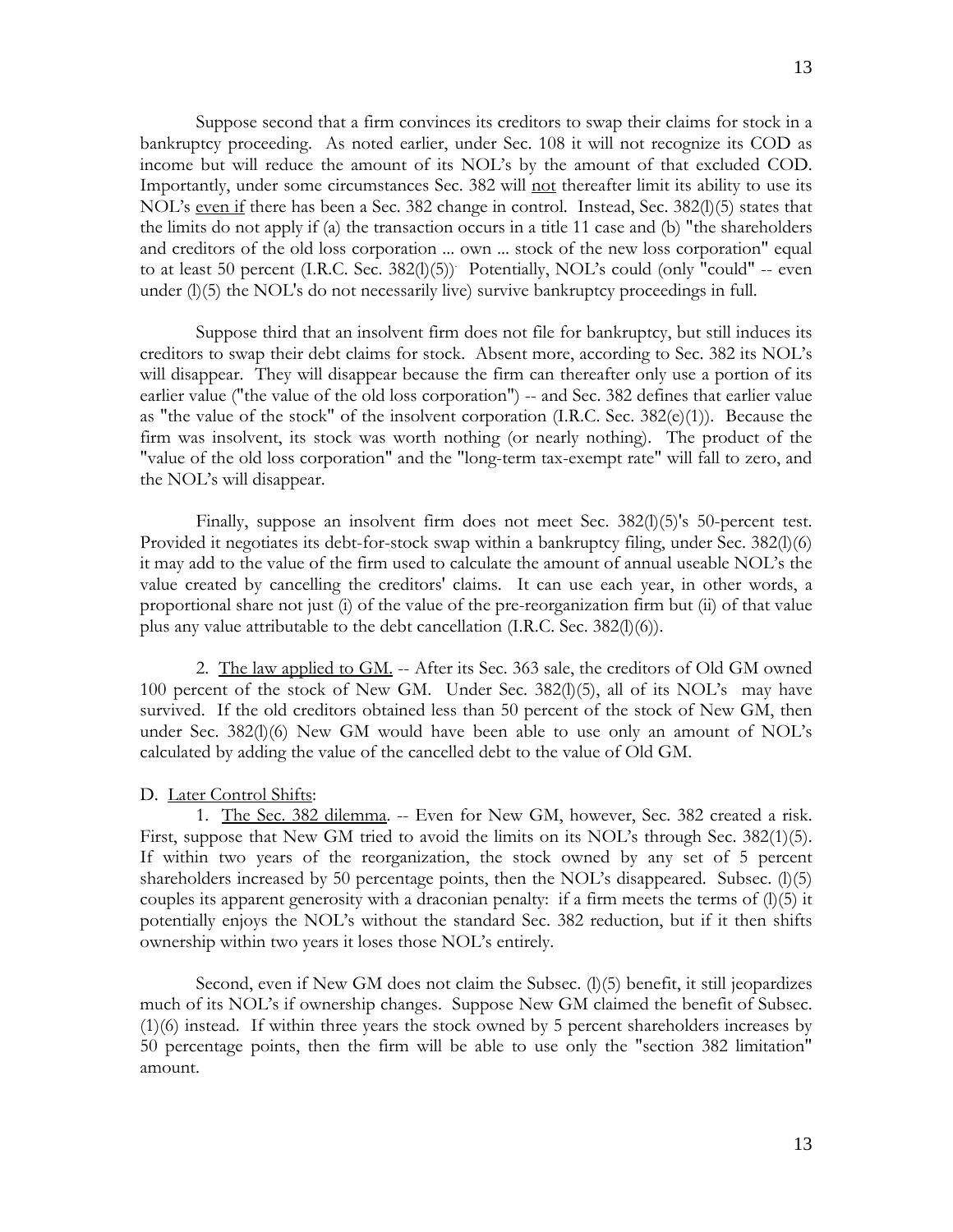Suppose second that a firm convinces its creditors to swap their claims for stock in a bankruptcy proceeding. As noted earlier, under Sec. 108 it will not recognize its COD as income but will reduce the amount of its NOL's by the amount of that excluded COD. Importantly, under some circumstances Sec. 382 will <u>not</u> thereafter limit its ability to use its NOL's <u>even if</u> there has been a Sec. 382 change in control. Instead, Sec. 382(l)(5) states that the limits do not apply if (a) the transaction occurs in a title 11 case and (b) "the shareholders and creditors of the old loss corporation ... own ... stock of the new loss corporation" equal to at least 50 percent (I.R.C. Sec. 382(l)(5)). Potentially, NOL's could (only "could" -- even under (l)(5) the NOL's do not necessarily live) survive bankruptcy proceedings in full.

Suppose third that an insolvent firm does not file for bankruptcy, but still induces its creditors to swap their debt claims for stock. Absent more, according to Sec. 382 its NOL's will disappear. They will disappear because the firm can thereafter only use a portion of its earlier value ("the value of the old loss corporation") -- and Sec. 382 defines that earlier value as "the value of the stock" of the insolvent corporation (I.R.C. Sec. 382(e)(1)). Because the firm was insolvent, its stock was worth nothing (or nearly nothing). The product of the "value of the old loss corporation" and the "long-term tax-exempt rate" will fall to zero, and the NOL's will disappear.

Finally, suppose an insolvent firm does not meet Sec. 382(l)(5)'s 50-percent test. Provided it negotiates its debt-for-stock swap within a bankruptcy filing, under Sec. 382(l)(6) it may add to the value of the firm used to calculate the amount of annual useable NOL's the value created by cancelling the creditors' claims. It can use each year, in other words, a proportional share not just (i) of the value of the pre-reorganization firm but (ii) of that value plus any value attributable to the debt cancellation (I.R.C. Sec. 382(l)(6)).

2. <u>The law applied to GM.</u> -- After its Sec. 363 sale, the creditors of Old GM owned 100 percent of the stock of New GM. Under Sec. 382(l)(5), all of its NOL's may have survived. If the old creditors obtained less than 50 percent of the stock of New GM, then under Sec. 382(l)(6) New GM would have been able to use only an amount of NOL's calculated by adding the value of the cancelled debt to the value of Old GM.

D. <u>Later Control Shifts</u>:

1. <u>The Sec. 382 dilemma</u>. -- Even for New GM, however, Sec. 382 created a risk. First, suppose that New GM tried to avoid the limits on its NOL's through Sec. 382(1)(5). If within two years of the reorganization, the stock owned by any set of 5 percent shareholders increased by 50 percentage points, then the NOL's disappeared. Subsec. (l)(5) couples its apparent generosity with a draconian penalty: if a firm meets the terms of (l)(5) it potentially enjoys the NOL's without the standard Sec. 382 reduction, but if it then shifts ownership within two years it loses those NOL's entirely.

Second, even if New GM does not claim the Subsec. (l)(5) benefit, it still jeopardizes much of its NOL's if ownership changes. Suppose New GM claimed the benefit of Subsec. (1)(6) instead. If within three years the stock owned by 5 percent shareholders increases by 50 percentage points, then the firm will be able to use only the "section 382 limitation" amount.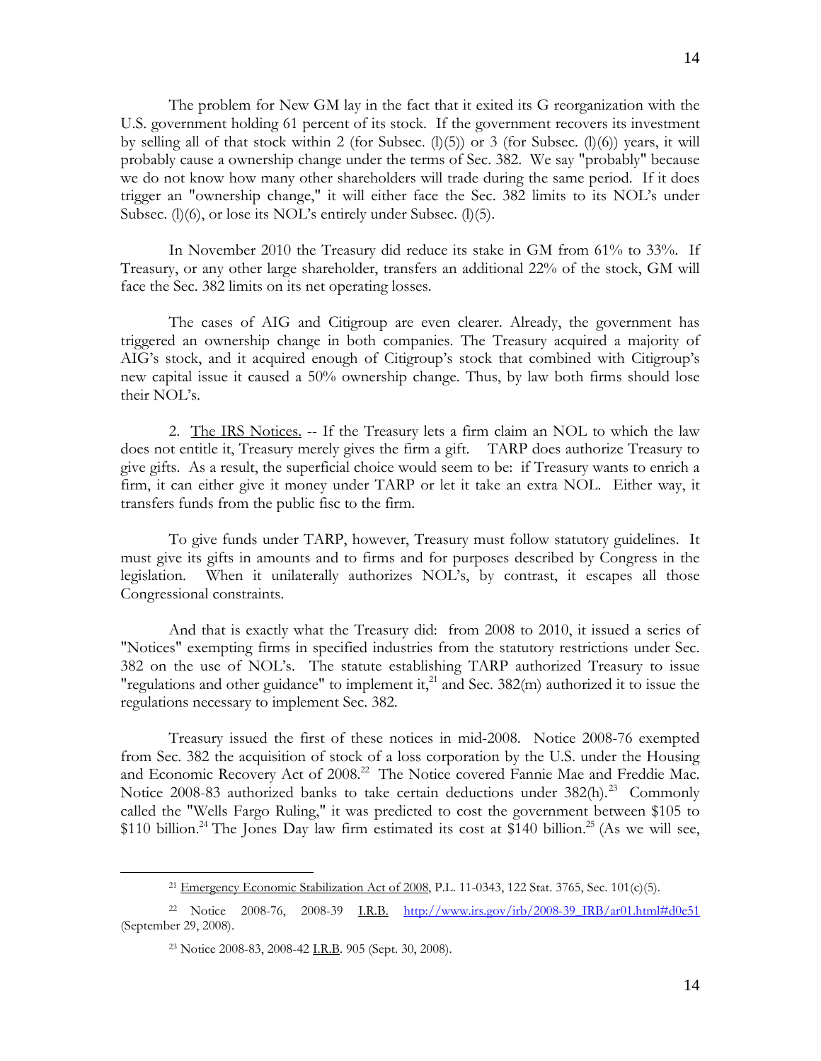The problem for New GM lay in the fact that it exited its G reorganization with the U.S. government holding 61 percent of its stock. If the government recovers its investment by selling all of that stock within 2 (for Subsec. (l)(5)) or 3 (for Subsec. (l)(6)) years, it will probably cause a ownership change under the terms of Sec. 382. We say "probably" because we do not know how many other shareholders will trade during the same period. If it does trigger an "ownership change," it will either face the Sec. 382 limits to its NOL's under Subsec. (l)(6), or lose its NOL's entirely under Subsec. (l)(5).

In November 2010 the Treasury did reduce its stake in GM from 61% to 33%. If Treasury, or any other large shareholder, transfers an additional 22% of the stock, GM will face the Sec. 382 limits on its net operating losses.

The cases of AIG and Citigroup are even clearer. Already, the government has triggered an ownership change in both companies. The Treasury acquired a majority of AIG's stock, and it acquired enough of Citigroup's stock that combined with Citigroup's new capital issue it caused a 50% ownership change. Thus, by law both firms should lose their NOL's.

2. The IRS Notices. -- If the Treasury lets a firm claim an NOL to which the law does not entitle it, Treasury merely gives the firm a gift. TARP does authorize Treasury to give gifts. As a result, the superficial choice would seem to be: if Treasury wants to enrich a firm, it can either give it money under TARP or let it take an extra NOL. Either way, it transfers funds from the public fisc to the firm.

To give funds under TARP, however, Treasury must follow statutory guidelines. It must give its gifts in amounts and to firms and for purposes described by Congress in the legislation. When it unilaterally authorizes NOL's, by contrast, it escapes all those Congressional constraints.

And that is exactly what the Treasury did: from 2008 to 2010, it issued a series of "Notices" exempting firms in specified industries from the statutory restrictions under Sec. 382 on the use of NOL's. The statute establishing TARP authorized Treasury to issue "regulations and other guidance" to implement it,[21] and Sec. 382(m) authorized it to issue the regulations necessary to implement Sec. 382.

Treasury issued the first of these notices in mid-2008. Notice 2008-76 exempted from Sec. 382 the acquisition of stock of a loss corporation by the U.S. under the Housing and Economic Recovery Act of 2008.[22] The Notice covered Fannie Mae and Freddie Mac. Notice 2008-83 authorized banks to take certain deductions under 382(h).[23] Commonly called the "Wells Fargo Ruling," it was predicted to cost the government between \$105 to \$110 billion.[24] The Jones Day law firm estimated its cost at \$140 billion.[25] (As we will see,

---

[21] Emergency Economic Stabilization Act of 2008, P.L. 11-0343, 122 Stat. 3765, Sec. 101(c)(5).

[22] Notice 2008-76, 2008-39 I.R.B. http://www.irs.gov/irb/2008-39_IRB/ar01.html#d0e51 (September 29, 2008).

[23] Notice 2008-83, 2008-42 I.R.B. 905 (Sept. 30, 2008).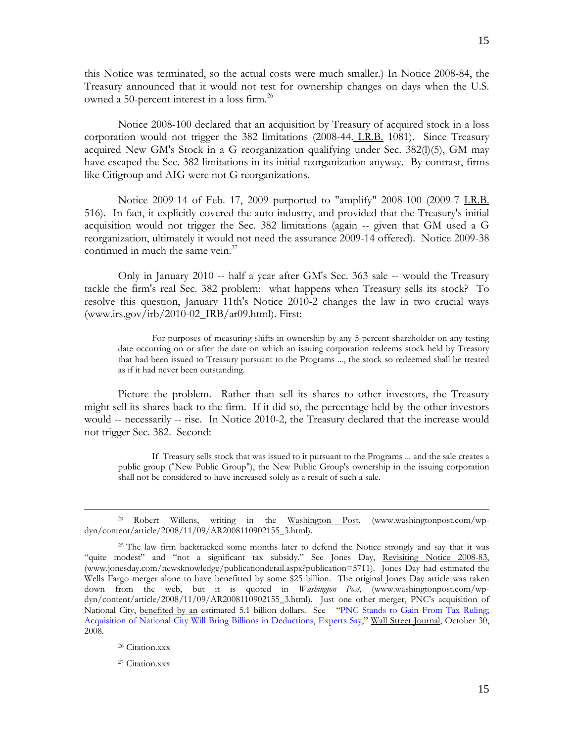this Notice was terminated, so the actual costs were much smaller.) In Notice 2008-84, the Treasury announced that it would not test for ownership changes on days when the U.S. owned a 50-percent interest in a loss firm.[26]

Notice 2008-100 declared that an acquisition by Treasury of acquired stock in a loss corporation would not trigger the 382 limitations (2008-44. I.R.B. 1081). Since Treasury acquired New GM's Stock in a G reorganization qualifying under Sec. 382(l)(5), GM may have escaped the Sec. 382 limitations in its initial reorganization anyway. By contrast, firms like Citigroup and AIG were not G reorganizations.

Notice 2009-14 of Feb. 17, 2009 purported to "amplify" 2008-100 (2009-7 I.R.B. 516). In fact, it explicitly covered the auto industry, and provided that the Treasury's initial acquisition would not trigger the Sec. 382 limitations (again -- given that GM used a G reorganization, ultimately it would not need the assurance 2009-14 offered). Notice 2009-38 continued in much the same vein.[27]

Only in January 2010 -- half a year after GM's Sec. 363 sale -- would the Treasury tackle the firm's real Sec. 382 problem: what happens when Treasury sells its stock? To resolve this question, January 11th's Notice 2010-2 changes the law in two crucial ways (www.irs.gov/irb/2010-02_IRB/ar09.html). First:

> For purposes of measuring shifts in ownership by any 5-percent shareholder on any testing date occurring on or after the date on which an issuing corporation redeems stock held by Treasury that had been issued to Treasury pursuant to the Programs ..., the stock so redeemed shall be treated as if it had never been outstanding.

Picture the problem. Rather than sell its shares to other investors, the Treasury might sell its shares back to the firm. If it did so, the percentage held by the other investors would -- necessarily -- rise. In Notice 2010-2, the Treasury declared that the increase would not trigger Sec. 382. Second:

> If Treasury sells stock that was issued to it pursuant to the Programs ... and the sale creates a public group ("New Public Group"), the New Public Group's ownership in the issuing corporation shall not be considered to have increased solely as a result of such a sale.

---

[24] Robert Willens, writing in the Washington Post, (www.washingtonpost.com/wp-dyn/content/article/2008/11/09/AR2008110902155_3.html).

[25] The law firm backtracked some months later to defend the Notice strongly and say that it was "quite modest" and "not a significant tax subsidy." See Jones Day, Revisiting Notice 2008-83, (www.jonesday.com/newsknowledge/publicationdetail.aspx?publication=5711). Jones Day had estimated the Wells Fargo merger alone to have benefitted by some $25 billion. The original Jones Day article was taken down from the web, but it is quoted in *Washington Post*, (www.washingtonpost.com/wp-dyn/content/article/2008/11/09/AR2008110902155_3.html). Just one other merger, PNC's acquisition of National City, benefited by an estimated 5.1 billion dollars. See "PNC Stands to Gain From Tax Ruling; Acquisition of National City Will Bring Billions in Deductions, Experts Say," Wall Street Journal, October 30, 2008.

[26] Citation.xxx

[27] Citation.xxx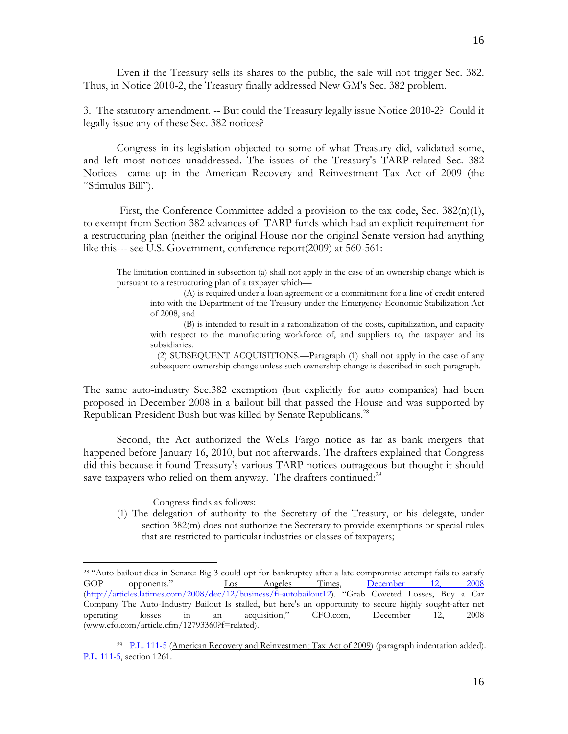Even if the Treasury sells its shares to the public, the sale will not trigger Sec. 382. Thus, in Notice 2010-2, the Treasury finally addressed New GM's Sec. 382 problem.

3. The statutory amendment. -- But could the Treasury legally issue Notice 2010-2? Could it legally issue any of these Sec. 382 notices?

Congress in its legislation objected to some of what Treasury did, validated some, and left most notices unaddressed. The issues of the Treasury's TARP-related Sec. 382 Notices came up in the American Recovery and Reinvestment Tax Act of 2009 (the "Stimulus Bill").

First, the Conference Committee added a provision to the tax code, Sec. 382(n)(1), to exempt from Section 382 advances of TARP funds which had an explicit requirement for a restructuring plan (neither the original House nor the original Senate version had anything like this--- see U.S. Government, conference report(2009) at 560-561:

> The limitation contained in subsection (a) shall not apply in the case of an ownership change which is pursuant to a restructuring plan of a taxpayer which—
>
> (A) is required under a loan agreement or a commitment for a line of credit entered into with the Department of the Treasury under the Emergency Economic Stabilization Act of 2008, and
>
> (B) is intended to result in a rationalization of the costs, capitalization, and capacity with respect to the manufacturing workforce of, and suppliers to, the taxpayer and its subsidiaries.
>
> (2) SUBSEQUENT ACQUISITIONS.—Paragraph (1) shall not apply in the case of any subsequent ownership change unless such ownership change is described in such paragraph.

The same auto-industry Sec.382 exemption (but explicitly for auto companies) had been proposed in December 2008 in a bailout bill that passed the House and was supported by Republican President Bush but was killed by Senate Republicans.[28]

Second, the Act authorized the Wells Fargo notice as far as bank mergers that happened before January 16, 2010, but not afterwards. The drafters explained that Congress did this because it found Treasury's various TARP notices outrageous but thought it should save taxpayers who relied on them anyway. The drafters continued:[29]

> Congress finds as follows:
>
> (1) The delegation of authority to the Secretary of the Treasury, or his delegate, under section 382(m) does not authorize the Secretary to provide exemptions or special rules that are restricted to particular industries or classes of taxpayers;

---

[28] "Auto bailout dies in Senate: Big 3 could opt for bankruptcy after a late compromise attempt fails to satisfy GOP opponents." Los Angeles Times, December 12, 2008 (http://articles.latimes.com/2008/dec/12/business/fi-autobailout12). "Grab Coveted Losses, Buy a Car Company The Auto-Industry Bailout Is stalled, but here's an opportunity to secure highly sought-after net operating losses in an acquisition," CFO.com, December 12, 2008 (www.cfo.com/article.cfm/12793360?f=related).

[29] P.L. 111-5 (American Recovery and Reinvestment Tax Act of 2009) (paragraph indentation added). P.L. 111-5, section 1261.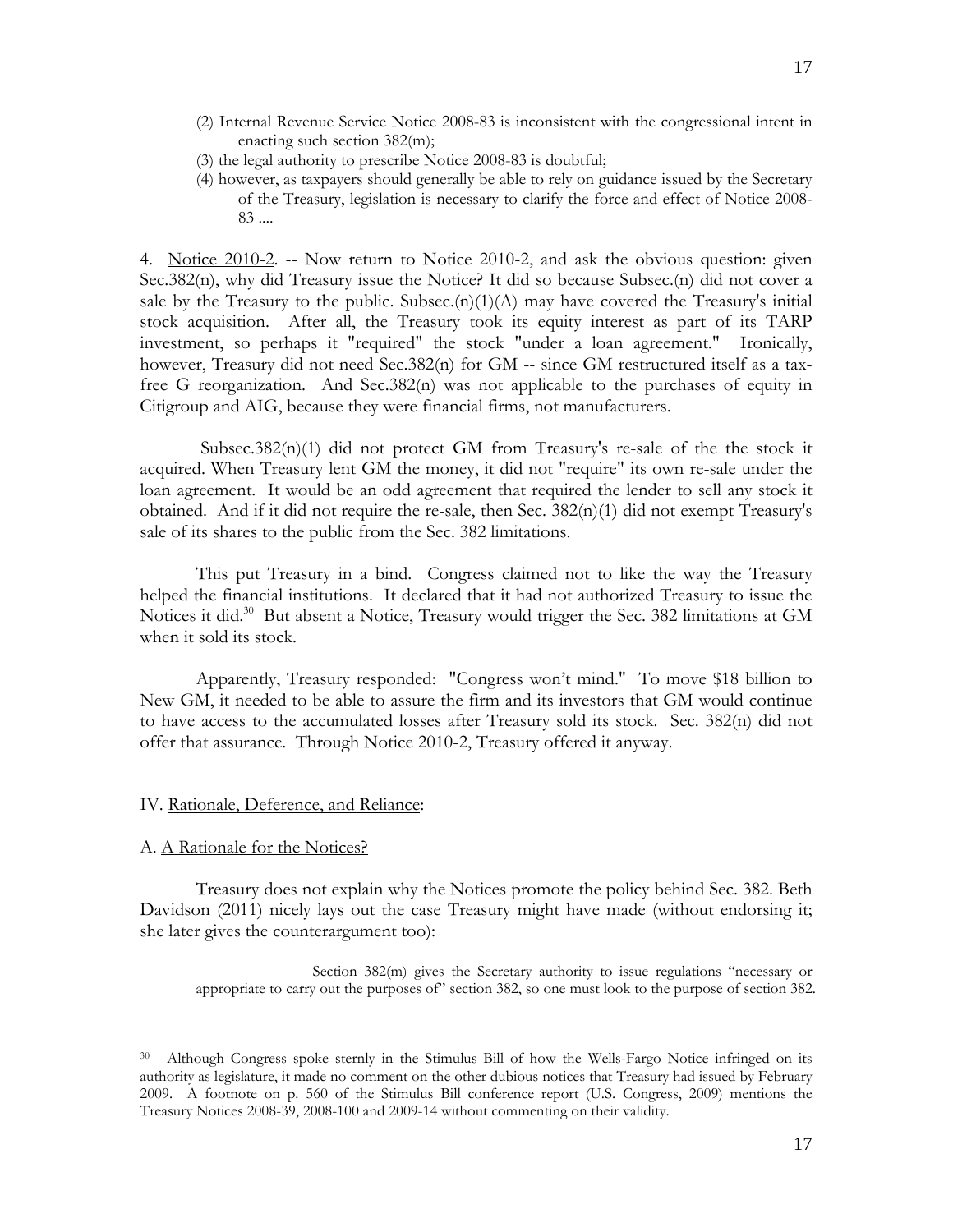(2) Internal Revenue Service Notice 2008-83 is inconsistent with the congressional intent in enacting such section 382(m);

(3) the legal authority to prescribe Notice 2008-83 is doubtful;

(4) however, as taxpayers should generally be able to rely on guidance issued by the Secretary of the Treasury, legislation is necessary to clarify the force and effect of Notice 2008-83 ....

4. Notice 2010-2. -- Now return to Notice 2010-2, and ask the obvious question: given Sec.382(n), why did Treasury issue the Notice? It did so because Subsec.(n) did not cover a sale by the Treasury to the public. Subsec.(n)(1)(A) may have covered the Treasury's initial stock acquisition. After all, the Treasury took its equity interest as part of its TARP investment, so perhaps it "required" the stock "under a loan agreement." Ironically, however, Treasury did not need Sec.382(n) for GM -- since GM restructured itself as a tax-free G reorganization. And Sec.382(n) was not applicable to the purchases of equity in Citigroup and AIG, because they were financial firms, not manufacturers.

Subsec.382(n)(1) did not protect GM from Treasury's re-sale of the the stock it acquired. When Treasury lent GM the money, it did not "require" its own re-sale under the loan agreement. It would be an odd agreement that required the lender to sell any stock it obtained. And if it did not require the re-sale, then Sec. 382(n)(1) did not exempt Treasury's sale of its shares to the public from the Sec. 382 limitations.

This put Treasury in a bind. Congress claimed not to like the way the Treasury helped the financial institutions. It declared that it had not authorized Treasury to issue the Notices it did.[30] But absent a Notice, Treasury would trigger the Sec. 382 limitations at GM when it sold its stock.

Apparently, Treasury responded: "Congress won't mind." To move $18 billion to New GM, it needed to be able to assure the firm and its investors that GM would continue to have access to the accumulated losses after Treasury sold its stock. Sec. 382(n) did not offer that assurance. Through Notice 2010-2, Treasury offered it anyway.

## IV. Rationale, Deference, and Reliance:

### A. A Rationale for the Notices?

Treasury does not explain why the Notices promote the policy behind Sec. 382. Beth Davidson (2011) nicely lays out the case Treasury might have made (without endorsing it; she later gives the counterargument too):

> Section 382(m) gives the Secretary authority to issue regulations "necessary or appropriate to carry out the purposes of" section 382, so one must look to the purpose of section 382.

---

[30] Although Congress spoke sternly in the Stimulus Bill of how the Wells-Fargo Notice infringed on its authority as legislature, it made no comment on the other dubious notices that Treasury had issued by February 2009. A footnote on p. 560 of the Stimulus Bill conference report (U.S. Congress, 2009) mentions the Treasury Notices 2008-39, 2008-100 and 2009-14 without commenting on their validity.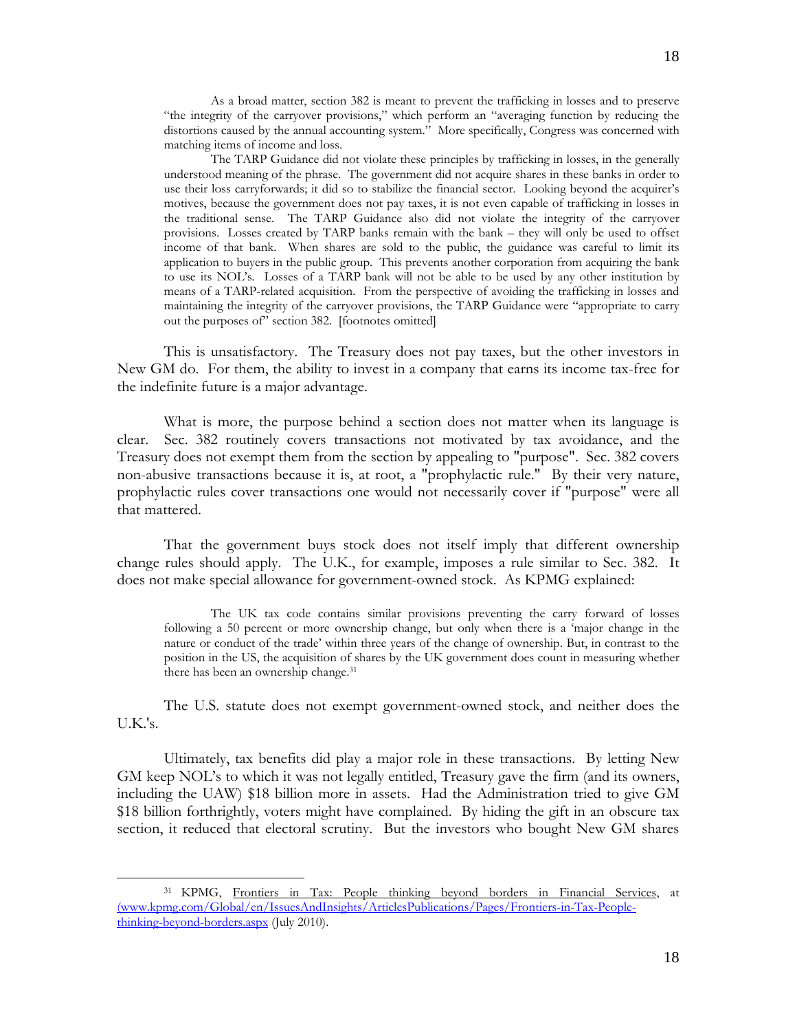> As a broad matter, section 382 is meant to prevent the trafficking in losses and to preserve "the integrity of the carryover provisions," which perform an "averaging function by reducing the distortions caused by the annual accounting system." More specifically, Congress was concerned with matching items of income and loss.
>
> The TARP Guidance did not violate these principles by trafficking in losses, in the generally understood meaning of the phrase. The government did not acquire shares in these banks in order to use their loss carryforwards; it did so to stabilize the financial sector. Looking beyond the acquirer's motives, because the government does not pay taxes, it is not even capable of trafficking in losses in the traditional sense. The TARP Guidance also did not violate the integrity of the carryover provisions. Losses created by TARP banks remain with the bank – they will only be used to offset income of that bank. When shares are sold to the public, the guidance was careful to limit its application to buyers in the public group. This prevents another corporation from acquiring the bank to use its NOL's. Losses of a TARP bank will not be able to be used by any other institution by means of a TARP-related acquisition. From the perspective of avoiding the trafficking in losses and maintaining the integrity of the carryover provisions, the TARP Guidance were "appropriate to carry out the purposes of" section 382. [footnotes omitted]

This is unsatisfactory. The Treasury does not pay taxes, but the other investors in New GM do. For them, the ability to invest in a company that earns its income tax-free for the indefinite future is a major advantage.

What is more, the purpose behind a section does not matter when its language is clear. Sec. 382 routinely covers transactions not motivated by tax avoidance, and the Treasury does not exempt them from the section by appealing to "purpose". Sec. 382 covers non-abusive transactions because it is, at root, a "prophylactic rule." By their very nature, prophylactic rules cover transactions one would not necessarily cover if "purpose" were all that mattered.

That the government buys stock does not itself imply that different ownership change rules should apply. The U.K., for example, imposes a rule similar to Sec. 382. It does not make special allowance for government-owned stock. As KPMG explained:

> The UK tax code contains similar provisions preventing the carry forward of losses following a 50 percent or more ownership change, but only when there is a 'major change in the nature or conduct of the trade' within three years of the change of ownership. But, in contrast to the position in the US, the acquisition of shares by the UK government does count in measuring whether there has been an ownership change.[31]

The U.S. statute does not exempt government-owned stock, and neither does the U.K.'s.

Ultimately, tax benefits did play a major role in these transactions. By letting New GM keep NOL's to which it was not legally entitled, Treasury gave the firm (and its owners, including the UAW) $18 billion more in assets. Had the Administration tried to give GM $18 billion forthrightly, voters might have complained. By hiding the gift in an obscure tax section, it reduced that electoral scrutiny. But the investors who bought New GM shares

---

[31] KPMG, Frontiers in Tax: People thinking beyond borders in Financial Services, at (www.kpmg.com/Global/en/IssuesAndInsights/ArticlesPublications/Pages/Frontiers-in-Tax-People-thinking-beyond-borders.aspx (July 2010).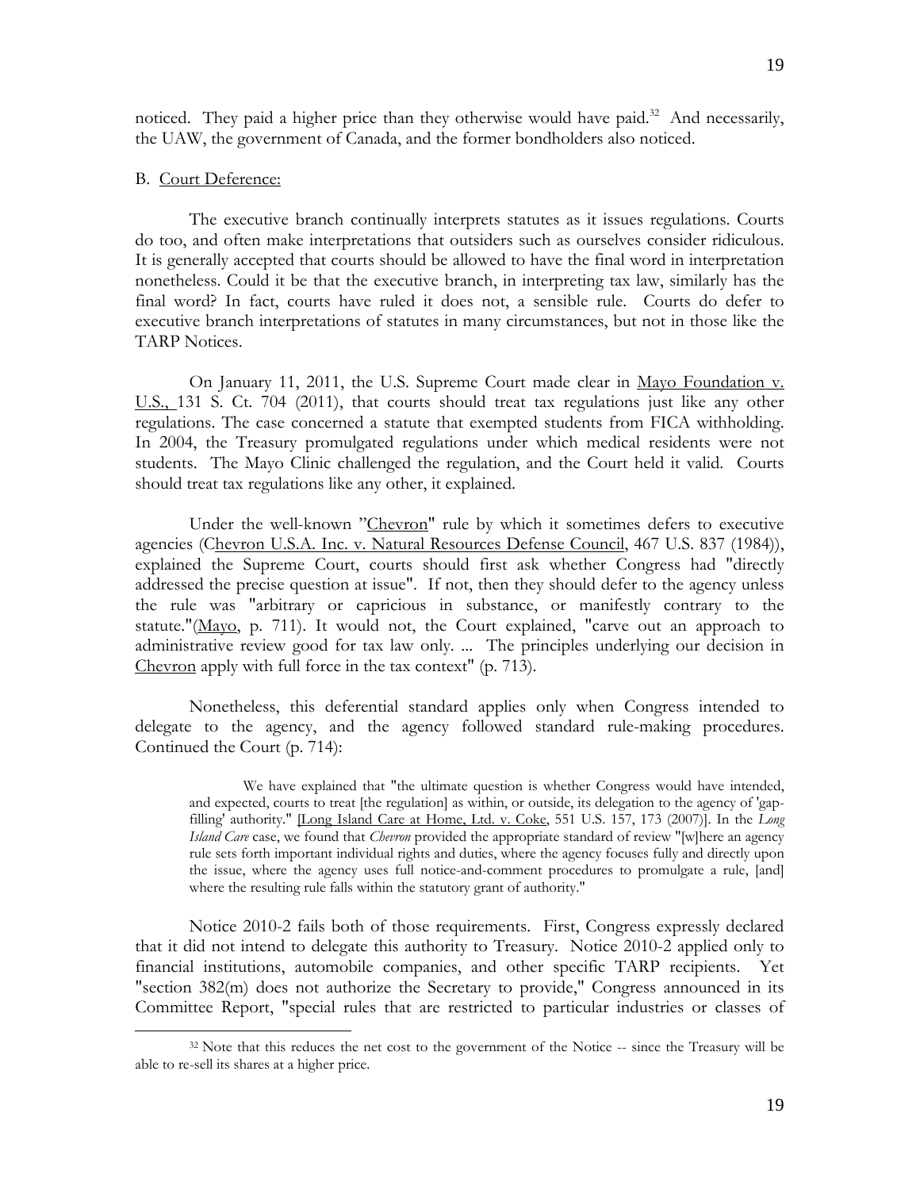noticed. They paid a higher price than they otherwise would have paid.[32] And necessarily, the UAW, the government of Canada, and the former bondholders also noticed.

B. Court Deference:

The executive branch continually interprets statutes as it issues regulations. Courts do too, and often make interpretations that outsiders such as ourselves consider ridiculous. It is generally accepted that courts should be allowed to have the final word in interpretation nonetheless. Could it be that the executive branch, in interpreting tax law, similarly has the final word? In fact, courts have ruled it does not, a sensible rule. Courts do defer to executive branch interpretations of statutes in many circumstances, but not in those like the TARP Notices.

On January 11, 2011, the U.S. Supreme Court made clear in Mayo Foundation v. U.S., 131 S. Ct. 704 (2011), that courts should treat tax regulations just like any other regulations. The case concerned a statute that exempted students from FICA withholding. In 2004, the Treasury promulgated regulations under which medical residents were not students. The Mayo Clinic challenged the regulation, and the Court held it valid. Courts should treat tax regulations like any other, it explained.

Under the well-known "Chevron" rule by which it sometimes defers to executive agencies (Chevron U.S.A. Inc. v. Natural Resources Defense Council, 467 U.S. 837 (1984)), explained the Supreme Court, courts should first ask whether Congress had "directly addressed the precise question at issue". If not, then they should defer to the agency unless the rule was "arbitrary or capricious in substance, or manifestly contrary to the statute."(Mayo, p. 711). It would not, the Court explained, "carve out an approach to administrative review good for tax law only. ... The principles underlying our decision in Chevron apply with full force in the tax context" (p. 713).

Nonetheless, this deferential standard applies only when Congress intended to delegate to the agency, and the agency followed standard rule-making procedures. Continued the Court (p. 714):

> We have explained that "the ultimate question is whether Congress would have intended, and expected, courts to treat [the regulation] as within, or outside, its delegation to the agency of 'gap-filling' authority." [Long Island Care at Home, Ltd. v. Coke, 551 U.S. 157, 173 (2007)]. In the *Long Island Care* case, we found that *Chevron* provided the appropriate standard of review "[w]here an agency rule sets forth important individual rights and duties, where the agency focuses fully and directly upon the issue, where the agency uses full notice-and-comment procedures to promulgate a rule, [and] where the resulting rule falls within the statutory grant of authority."

Notice 2010-2 fails both of those requirements. First, Congress expressly declared that it did not intend to delegate this authority to Treasury. Notice 2010-2 applied only to financial institutions, automobile companies, and other specific TARP recipients. Yet "section 382(m) does not authorize the Secretary to provide," Congress announced in its Committee Report, "special rules that are restricted to particular industries or classes of

[32] Note that this reduces the net cost to the government of the Notice -- since the Treasury will be able to re-sell its shares at a higher price.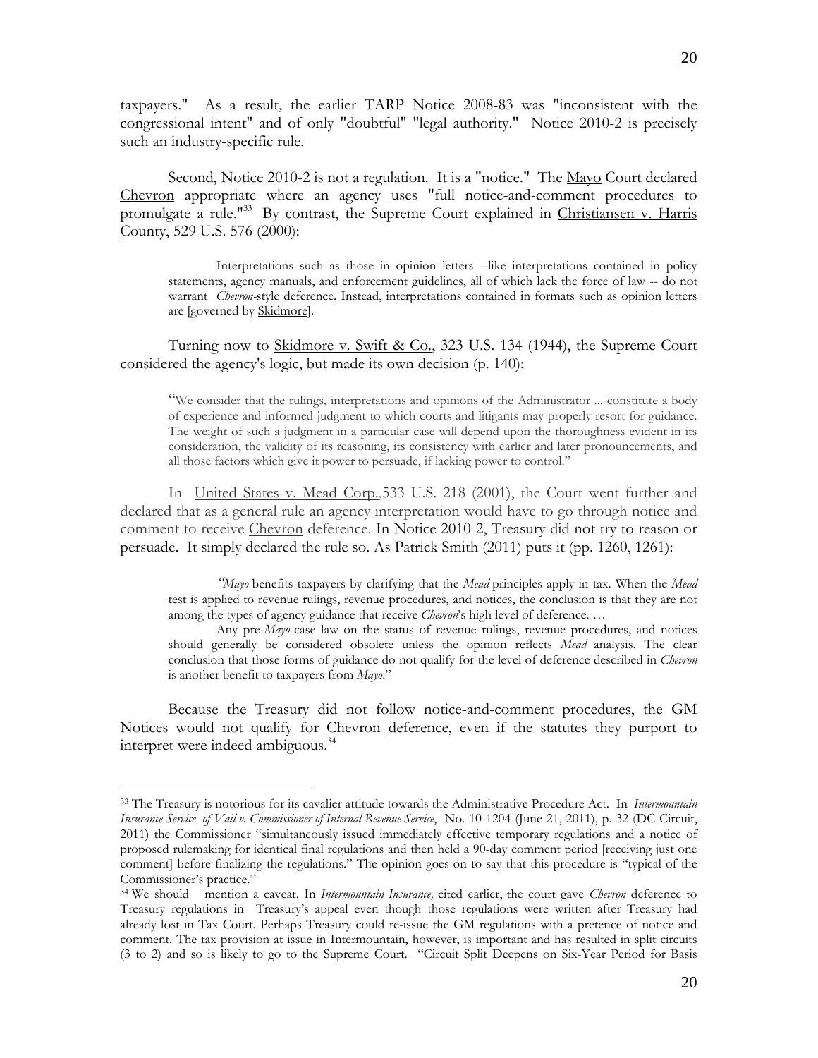taxpayers." As a result, the earlier TARP Notice 2008-83 was "inconsistent with the congressional intent" and of only "doubtful" "legal authority." Notice 2010-2 is precisely such an industry-specific rule.

Second, Notice 2010-2 is not a regulation. It is a "notice." The Mayo Court declared Chevron appropriate where an agency uses "full notice-and-comment procedures to promulgate a rule."[33] By contrast, the Supreme Court explained in Christiansen v. Harris County, 529 U.S. 576 (2000):

> Interpretations such as those in opinion letters --like interpretations contained in policy statements, agency manuals, and enforcement guidelines, all of which lack the force of law -- do not warrant *Chevron*-style deference. Instead, interpretations contained in formats such as opinion letters are [governed by Skidmore].

Turning now to Skidmore v. Swift & Co., 323 U.S. 134 (1944), the Supreme Court considered the agency's logic, but made its own decision (p. 140):

> "We consider that the rulings, interpretations and opinions of the Administrator ... constitute a body of experience and informed judgment to which courts and litigants may properly resort for guidance. The weight of such a judgment in a particular case will depend upon the thoroughness evident in its consideration, the validity of its reasoning, its consistency with earlier and later pronouncements, and all those factors which give it power to persuade, if lacking power to control."

In United States v. Mead Corp.,533 U.S. 218 (2001), the Court went further and declared that as a general rule an agency interpretation would have to go through notice and comment to receive Chevron deference. In Notice 2010-2, Treasury did not try to reason or persuade. It simply declared the rule so. As Patrick Smith (2011) puts it (pp. 1260, 1261):

> "*Mayo* benefits taxpayers by clarifying that the *Mead* principles apply in tax. When the *Mead* test is applied to revenue rulings, revenue procedures, and notices, the conclusion is that they are not among the types of agency guidance that receive *Chevron*'s high level of deference. …
>
> Any pre-*Mayo* case law on the status of revenue rulings, revenue procedures, and notices should generally be considered obsolete unless the opinion reflects *Mead* analysis. The clear conclusion that those forms of guidance do not qualify for the level of deference described in *Chevron* is another benefit to taxpayers from *Mayo*."

Because the Treasury did not follow notice-and-comment procedures, the GM Notices would not qualify for Chevron deference, even if the statutes they purport to interpret were indeed ambiguous.[34]

---

[33] The Treasury is notorious for its cavalier attitude towards the Administrative Procedure Act. In *Intermountain Insurance Service of Vail v. Commissioner of Internal Revenue Service*, No. 10-1204 (June 21, 2011), p. 32 (DC Circuit, 2011) the Commissioner "simultaneously issued immediately effective temporary regulations and a notice of proposed rulemaking for identical final regulations and then held a 90-day comment period [receiving just one comment] before finalizing the regulations." The opinion goes on to say that this procedure is "typical of the Commissioner's practice."

[34] We should mention a caveat. In *Intermountain Insurance,* cited earlier, the court gave *Chevron* deference to Treasury regulations in Treasury's appeal even though those regulations were written after Treasury had already lost in Tax Court. Perhaps Treasury could re-issue the GM regulations with a pretence of notice and comment. The tax provision at issue in Intermountain, however, is important and has resulted in split circuits (3 to 2) and so is likely to go to the Supreme Court. "Circuit Split Deepens on Six-Year Period for Basis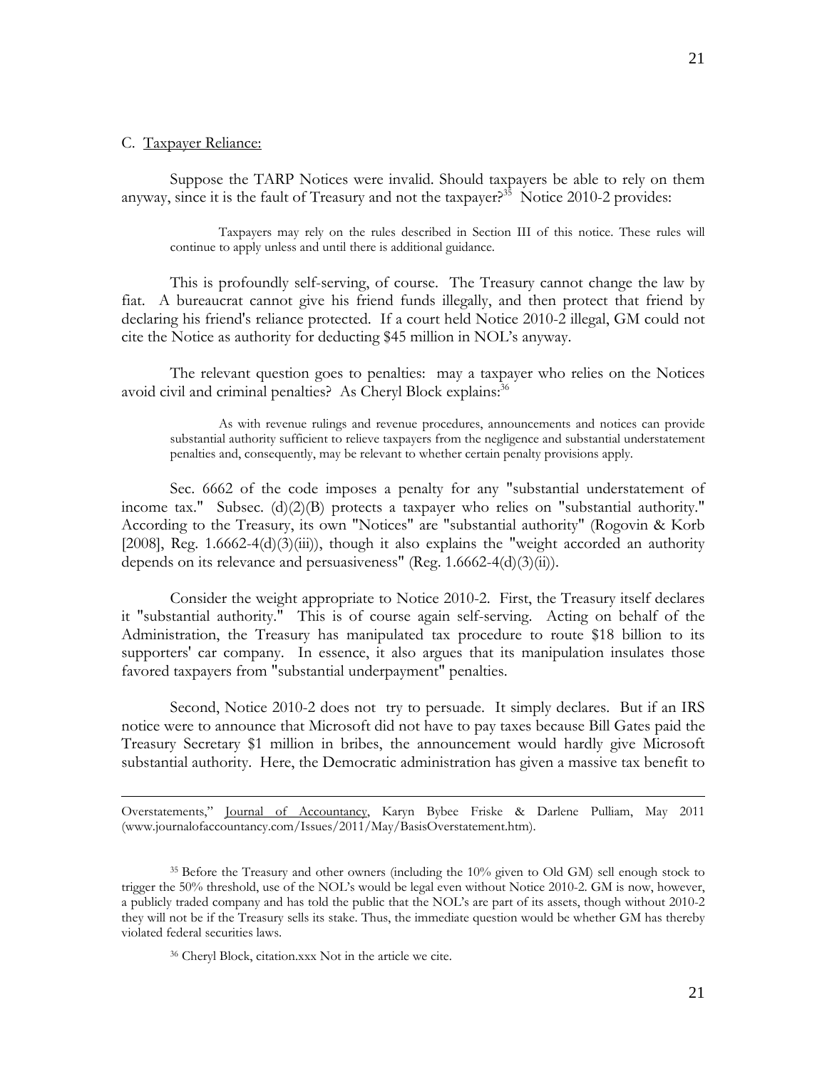### C. Taxpayer Reliance:

Suppose the TARP Notices were invalid. Should taxpayers be able to rely on them anyway, since it is the fault of Treasury and not the taxpayer?[35] Notice 2010-2 provides:

> Taxpayers may rely on the rules described in Section III of this notice. These rules will continue to apply unless and until there is additional guidance.

This is profoundly self-serving, of course. The Treasury cannot change the law by fiat. A bureaucrat cannot give his friend funds illegally, and then protect that friend by declaring his friend's reliance protected. If a court held Notice 2010-2 illegal, GM could not cite the Notice as authority for deducting $45 million in NOL's anyway.

The relevant question goes to penalties: may a taxpayer who relies on the Notices avoid civil and criminal penalties? As Cheryl Block explains:[36]

> As with revenue rulings and revenue procedures, announcements and notices can provide substantial authority sufficient to relieve taxpayers from the negligence and substantial understatement penalties and, consequently, may be relevant to whether certain penalty provisions apply.

Sec. 6662 of the code imposes a penalty for any "substantial understatement of income tax." Subsec. (d)(2)(B) protects a taxpayer who relies on "substantial authority." According to the Treasury, its own "Notices" are "substantial authority" (Rogovin & Korb [2008], Reg. 1.6662-4(d)(3)(iii)), though it also explains the "weight accorded an authority depends on its relevance and persuasiveness" (Reg. 1.6662-4(d)(3)(ii)).

Consider the weight appropriate to Notice 2010-2. First, the Treasury itself declares it "substantial authority." This is of course again self-serving. Acting on behalf of the Administration, the Treasury has manipulated tax procedure to route $18 billion to its supporters' car company. In essence, it also argues that its manipulation insulates those favored taxpayers from "substantial underpayment" penalties.

Second, Notice 2010-2 does not try to persuade. It simply declares. But if an IRS notice were to announce that Microsoft did not have to pay taxes because Bill Gates paid the Treasury Secretary $1 million in bribes, the announcement would hardly give Microsoft substantial authority. Here, the Democratic administration has given a massive tax benefit to

---

Overstatements," Journal of Accountancy, Karyn Bybee Friske & Darlene Pulliam, May 2011 (www.journalofaccountancy.com/Issues/2011/May/BasisOverstatement.htm).

[35] Before the Treasury and other owners (including the 10% given to Old GM) sell enough stock to trigger the 50% threshold, use of the NOL's would be legal even without Notice 2010-2. GM is now, however, a publicly traded company and has told the public that the NOL's are part of its assets, though without 2010-2 they will not be if the Treasury sells its stake. Thus, the immediate question would be whether GM has thereby violated federal securities laws.

[36] Cheryl Block, citation.xxx Not in the article we cite.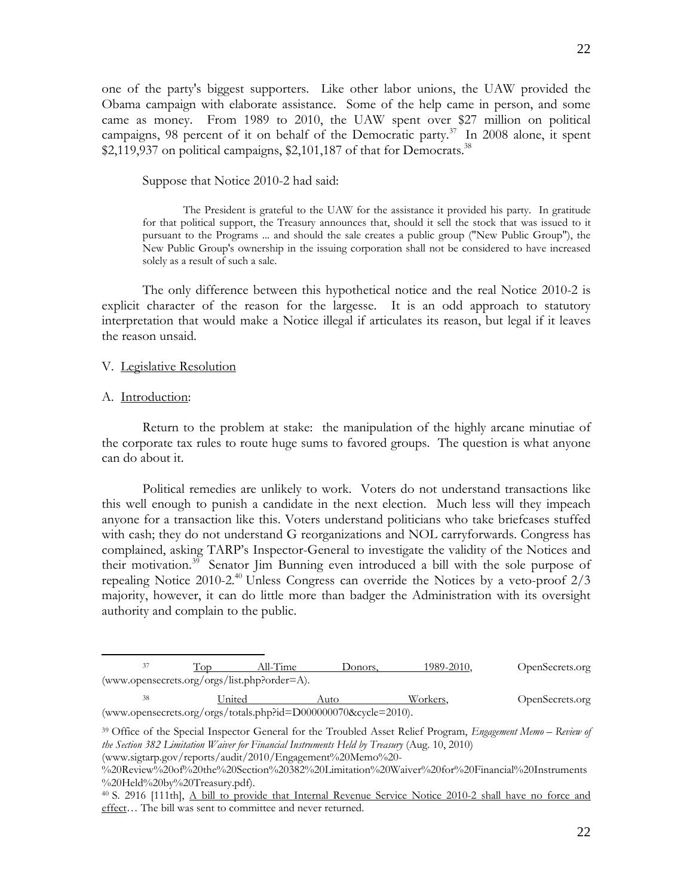one of the party's biggest supporters. Like other labor unions, the UAW provided the Obama campaign with elaborate assistance. Some of the help came in person, and some came as money. From 1989 to 2010, the UAW spent over $27 million on political campaigns, 98 percent of it on behalf of the Democratic party.[37] In 2008 alone, it spent $2,119,937 on political campaigns, $2,101,187 of that for Democrats.[38]

Suppose that Notice 2010-2 had said:

> The President is grateful to the UAW for the assistance it provided his party. In gratitude for that political support, the Treasury announces that, should it sell the stock that was issued to it pursuant to the Programs ... and should the sale creates a public group ("New Public Group"), the New Public Group's ownership in the issuing corporation shall not be considered to have increased solely as a result of such a sale.

The only difference between this hypothetical notice and the real Notice 2010-2 is explicit character of the reason for the largesse. It is an odd approach to statutory interpretation that would make a Notice illegal if articulates its reason, but legal if it leaves the reason unsaid.

V. Legislative Resolution

A. Introduction:

Return to the problem at stake: the manipulation of the highly arcane minutiae of the corporate tax rules to route huge sums to favored groups. The question is what anyone can do about it.

Political remedies are unlikely to work. Voters do not understand transactions like this well enough to punish a candidate in the next election. Much less will they impeach anyone for a transaction like this. Voters understand politicians who take briefcases stuffed with cash; they do not understand G reorganizations and NOL carryforwards. Congress has complained, asking TARP's Inspector-General to investigate the validity of the Notices and their motivation.[39] Senator Jim Bunning even introduced a bill with the sole purpose of repealing Notice 2010-2.[40] Unless Congress can override the Notices by a veto-proof 2/3 majority, however, it can do little more than badger the Administration with its oversight authority and complain to the public.

---

[37] Top All-Time Donors, 1989-2010, OpenSecrets.org (www.opensecrets.org/orgs/list.php?order=A).

[38] United Auto Workers, OpenSecrets.org (www.opensecrets.org/orgs/totals.php?id=D000000070&cycle=2010).

[39] Office of the Special Inspector General for the Troubled Asset Relief Program, *Engagement Memo – Review of the Section 382 Limitation Waiver for Financial Instruments Held by Treasury* (Aug. 10, 2010) (www.sigtarp.gov/reports/audit/2010/Engagement%20Memo%20-%20Review%20of%20the%20Section%20382%20Limitation%20Waiver%20for%20Financial%20Instruments%20Held%20by%20Treasury.pdf).

[40] S. 2916 [111th], A bill to provide that Internal Revenue Service Notice 2010-2 shall have no force and effect… The bill was sent to committee and never returned.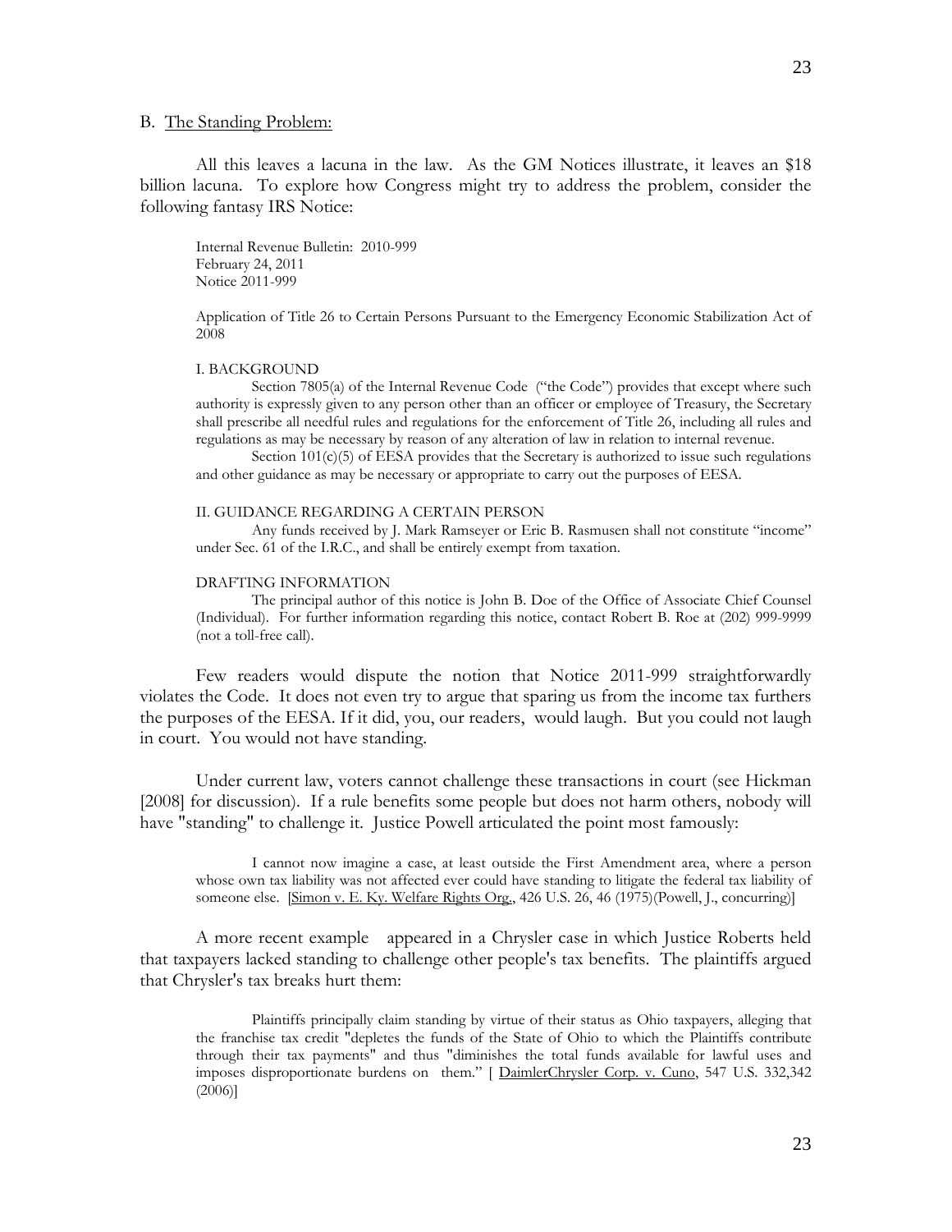### B. The Standing Problem:

All this leaves a lacuna in the law. As the GM Notices illustrate, it leaves an $18 billion lacuna. To explore how Congress might try to address the problem, consider the following fantasy IRS Notice:

> Internal Revenue Bulletin: 2010-999
> February 24, 2011
> Notice 2011-999
>
> Application of Title 26 to Certain Persons Pursuant to the Emergency Economic Stabilization Act of 2008
>
> I. BACKGROUND
>
> Section 7805(a) of the Internal Revenue Code ("the Code") provides that except where such authority is expressly given to any person other than an officer or employee of Treasury, the Secretary shall prescribe all needful rules and regulations for the enforcement of Title 26, including all rules and regulations as may be necessary by reason of any alteration of law in relation to internal revenue.
>
> Section 101(c)(5) of EESA provides that the Secretary is authorized to issue such regulations and other guidance as may be necessary or appropriate to carry out the purposes of EESA.
>
> II. GUIDANCE REGARDING A CERTAIN PERSON
>
> Any funds received by J. Mark Ramseyer or Eric B. Rasmusen shall not constitute "income" under Sec. 61 of the I.R.C., and shall be entirely exempt from taxation.
>
> DRAFTING INFORMATION
>
> The principal author of this notice is John B. Doe of the Office of Associate Chief Counsel (Individual). For further information regarding this notice, contact Robert B. Roe at (202) 999-9999 (not a toll-free call).

Few readers would dispute the notion that Notice 2011-999 straightforwardly violates the Code. It does not even try to argue that sparing us from the income tax furthers the purposes of the EESA. If it did, you, our readers, would laugh. But you could not laugh in court. You would not have standing.

Under current law, voters cannot challenge these transactions in court (see Hickman [2008] for discussion). If a rule benefits some people but does not harm others, nobody will have "standing" to challenge it. Justice Powell articulated the point most famously:

> I cannot now imagine a case, at least outside the First Amendment area, where a person whose own tax liability was not affected ever could have standing to litigate the federal tax liability of someone else. [Simon v. E. Ky. Welfare Rights Org., 426 U.S. 26, 46 (1975)(Powell, J., concurring)]

A more recent example appeared in a Chrysler case in which Justice Roberts held that taxpayers lacked standing to challenge other people's tax benefits. The plaintiffs argued that Chrysler's tax breaks hurt them:

> Plaintiffs principally claim standing by virtue of their status as Ohio taxpayers, alleging that the franchise tax credit "depletes the funds of the State of Ohio to which the Plaintiffs contribute through their tax payments" and thus "diminishes the total funds available for lawful uses and imposes disproportionate burdens on them." [ DaimlerChrysler Corp. v. Cuno, 547 U.S. 332,342 (2006)]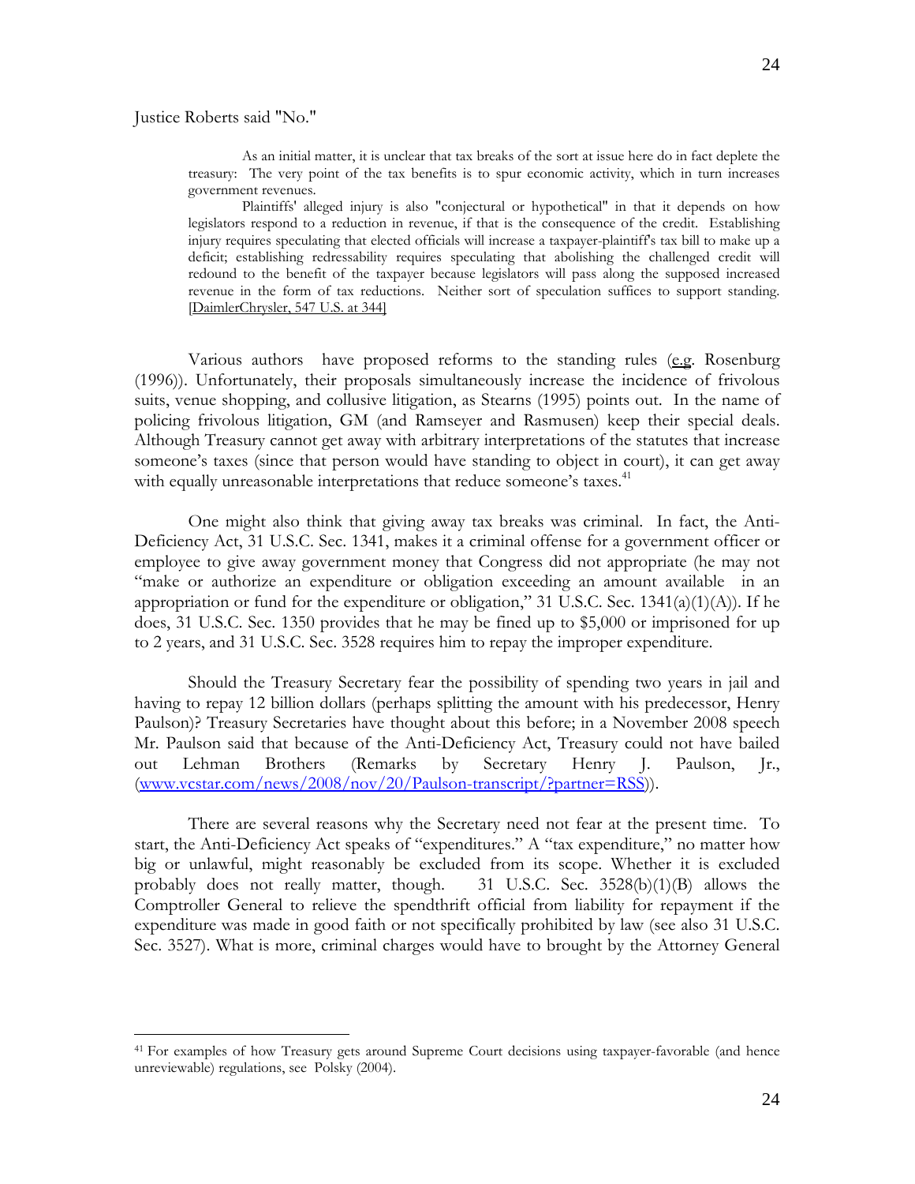Justice Roberts said "No."

> As an initial matter, it is unclear that tax breaks of the sort at issue here do in fact deplete the treasury: The very point of the tax benefits is to spur economic activity, which in turn increases government revenues.
>
> Plaintiffs' alleged injury is also "conjectural or hypothetical" in that it depends on how legislators respond to a reduction in revenue, if that is the consequence of the credit. Establishing injury requires speculating that elected officials will increase a taxpayer-plaintiff's tax bill to make up a deficit; establishing redressability requires speculating that abolishing the challenged credit will redound to the benefit of the taxpayer because legislators will pass along the supposed increased revenue in the form of tax reductions. Neither sort of speculation suffices to support standing. [DaimlerChrysler, 547 U.S. at 344]

Various authors have proposed reforms to the standing rules (e.g. Rosenburg (1996)). Unfortunately, their proposals simultaneously increase the incidence of frivolous suits, venue shopping, and collusive litigation, as Stearns (1995) points out. In the name of policing frivolous litigation, GM (and Ramseyer and Rasmusen) keep their special deals. Although Treasury cannot get away with arbitrary interpretations of the statutes that increase someone's taxes (since that person would have standing to object in court), it can get away with equally unreasonable interpretations that reduce someone's taxes.[41]

One might also think that giving away tax breaks was criminal. In fact, the Anti-Deficiency Act, 31 U.S.C. Sec. 1341, makes it a criminal offense for a government officer or employee to give away government money that Congress did not appropriate (he may not "make or authorize an expenditure or obligation exceeding an amount available in an appropriation or fund for the expenditure or obligation," 31 U.S.C. Sec. 1341(a)(1)(A)). If he does, 31 U.S.C. Sec. 1350 provides that he may be fined up to $5,000 or imprisoned for up to 2 years, and 31 U.S.C. Sec. 3528 requires him to repay the improper expenditure.

Should the Treasury Secretary fear the possibility of spending two years in jail and having to repay 12 billion dollars (perhaps splitting the amount with his predecessor, Henry Paulson)? Treasury Secretaries have thought about this before; in a November 2008 speech Mr. Paulson said that because of the Anti-Deficiency Act, Treasury could not have bailed out Lehman Brothers (Remarks by Secretary Henry J. Paulson, Jr., (www.vcstar.com/news/2008/nov/20/Paulson-transcript/?partner=RSS)).

There are several reasons why the Secretary need not fear at the present time. To start, the Anti-Deficiency Act speaks of "expenditures." A "tax expenditure," no matter how big or unlawful, might reasonably be excluded from its scope. Whether it is excluded probably does not really matter, though. 31 U.S.C. Sec. 3528(b)(1)(B) allows the Comptroller General to relieve the spendthrift official from liability for repayment if the expenditure was made in good faith or not specifically prohibited by law (see also 31 U.S.C. Sec. 3527). What is more, criminal charges would have to brought by the Attorney General

[41] For examples of how Treasury gets around Supreme Court decisions using taxpayer-favorable (and hence unreviewable) regulations, see Polsky (2004).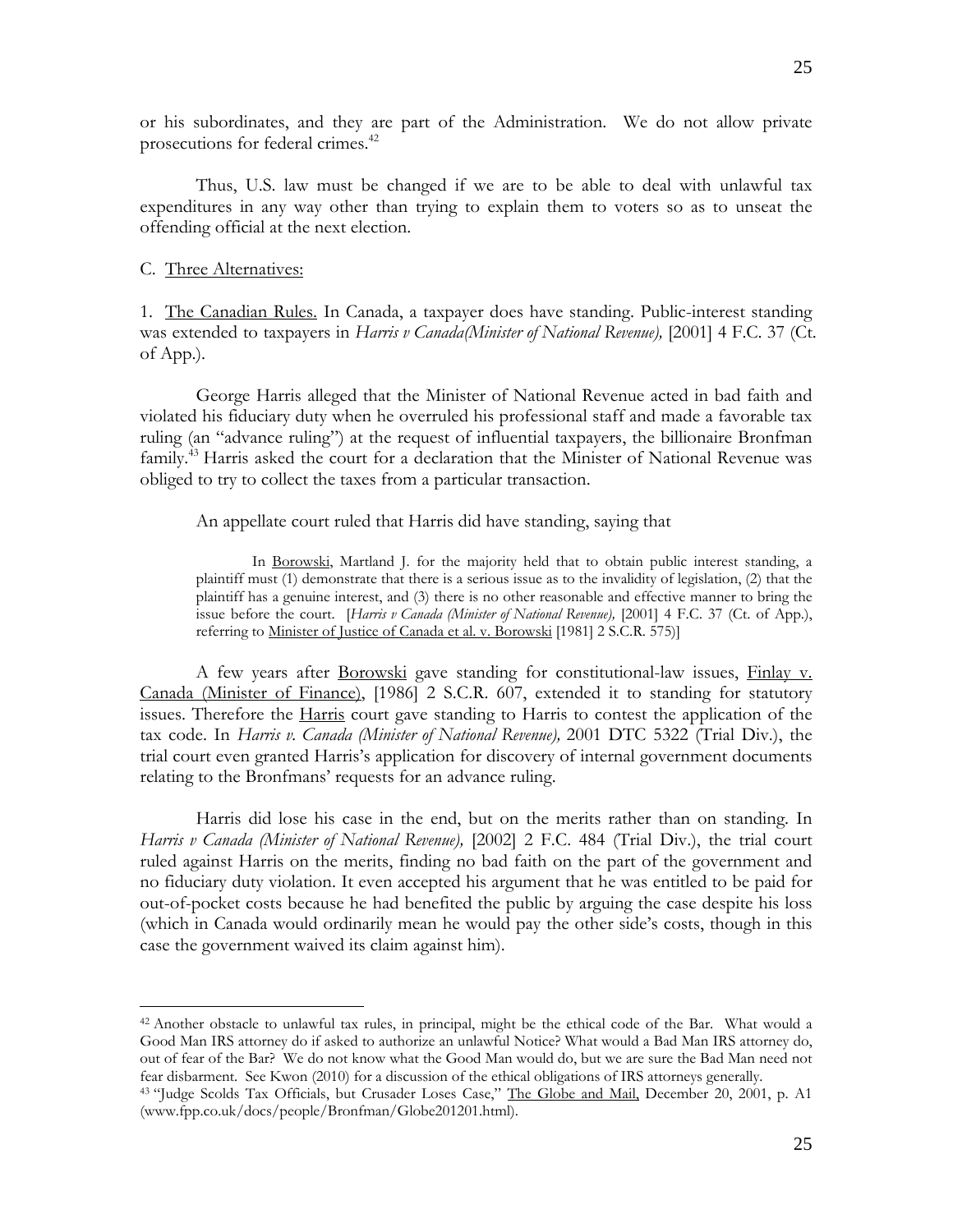or his subordinates, and they are part of the Administration. We do not allow private prosecutions for federal crimes.[42]

Thus, U.S. law must be changed if we are to be able to deal with unlawful tax expenditures in any way other than trying to explain them to voters so as to unseat the offending official at the next election.

C. Three Alternatives:

1. The Canadian Rules. In Canada, a taxpayer does have standing. Public-interest standing was extended to taxpayers in *Harris v Canada(Minister of National Revenue),* [2001] 4 F.C. 37 (Ct. of App.).

George Harris alleged that the Minister of National Revenue acted in bad faith and violated his fiduciary duty when he overruled his professional staff and made a favorable tax ruling (an "advance ruling") at the request of influential taxpayers, the billionaire Bronfman family.[43] Harris asked the court for a declaration that the Minister of National Revenue was obliged to try to collect the taxes from a particular transaction.

An appellate court ruled that Harris did have standing, saying that

> In Borowski, Martland J. for the majority held that to obtain public interest standing, a plaintiff must (1) demonstrate that there is a serious issue as to the invalidity of legislation, (2) that the plaintiff has a genuine interest, and (3) there is no other reasonable and effective manner to bring the issue before the court. [*Harris v Canada (Minister of National Revenue),* [2001] 4 F.C. 37 (Ct. of App.), referring to Minister of Justice of Canada et al. v. Borowski [1981] 2 S.C.R. 575)]

A few years after Borowski gave standing for constitutional-law issues, Finlay v. Canada (Minister of Finance), [1986] 2 S.C.R. 607, extended it to standing for statutory issues. Therefore the Harris court gave standing to Harris to contest the application of the tax code. In *Harris v. Canada (Minister of National Revenue),* 2001 DTC 5322 (Trial Div.), the trial court even granted Harris's application for discovery of internal government documents relating to the Bronfmans' requests for an advance ruling.

Harris did lose his case in the end, but on the merits rather than on standing. In *Harris v Canada (Minister of National Revenue),* [2002] 2 F.C. 484 (Trial Div.), the trial court ruled against Harris on the merits, finding no bad faith on the part of the government and no fiduciary duty violation. It even accepted his argument that he was entitled to be paid for out-of-pocket costs because he had benefited the public by arguing the case despite his loss (which in Canada would ordinarily mean he would pay the other side's costs, though in this case the government waived its claim against him).

---

[42] Another obstacle to unlawful tax rules, in principal, might be the ethical code of the Bar. What would a Good Man IRS attorney do if asked to authorize an unlawful Notice? What would a Bad Man IRS attorney do, out of fear of the Bar? We do not know what the Good Man would do, but we are sure the Bad Man need not fear disbarment. See Kwon (2010) for a discussion of the ethical obligations of IRS attorneys generally.

[43] "Judge Scolds Tax Officials, but Crusader Loses Case," The Globe and Mail, December 20, 2001, p. A1 (www.fpp.co.uk/docs/people/Bronfman/Globe201201.html).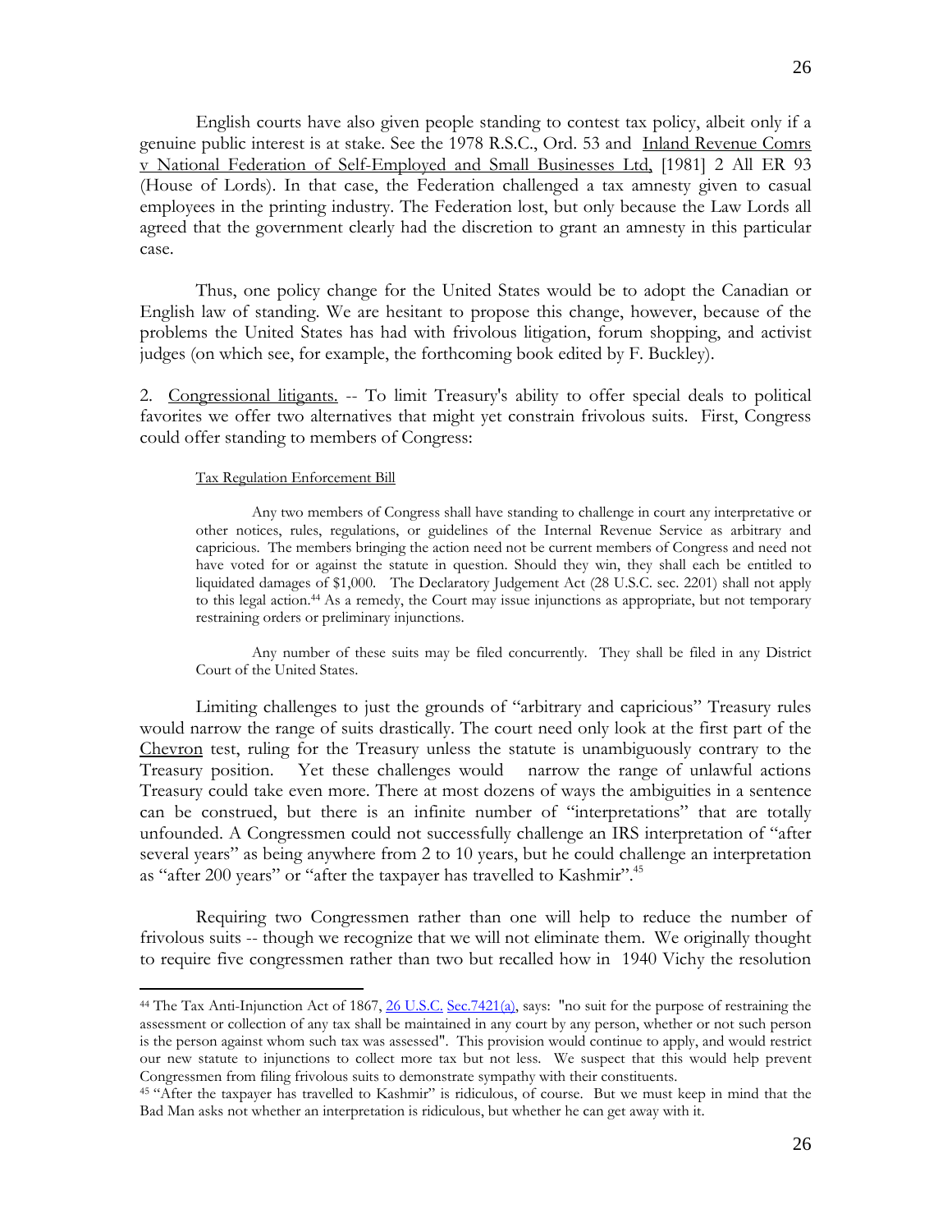English courts have also given people standing to contest tax policy, albeit only if a genuine public interest is at stake. See the 1978 R.S.C., Ord. 53 and Inland Revenue Comrs v National Federation of Self-Employed and Small Businesses Ltd, [1981] 2 All ER 93 (House of Lords). In that case, the Federation challenged a tax amnesty given to casual employees in the printing industry. The Federation lost, but only because the Law Lords all agreed that the government clearly had the discretion to grant an amnesty in this particular case.

Thus, one policy change for the United States would be to adopt the Canadian or English law of standing. We are hesitant to propose this change, however, because of the problems the United States has had with frivolous litigation, forum shopping, and activist judges (on which see, for example, the forthcoming book edited by F. Buckley).

2. Congressional litigants. -- To limit Treasury's ability to offer special deals to political favorites we offer two alternatives that might yet constrain frivolous suits. First, Congress could offer standing to members of Congress:

> Tax Regulation Enforcement Bill
>
> Any two members of Congress shall have standing to challenge in court any interpretative or other notices, rules, regulations, or guidelines of the Internal Revenue Service as arbitrary and capricious. The members bringing the action need not be current members of Congress and need not have voted for or against the statute in question. Should they win, they shall each be entitled to liquidated damages of $1,000. The Declaratory Judgement Act (28 U.S.C. sec. 2201) shall not apply to this legal action.[44] As a remedy, the Court may issue injunctions as appropriate, but not temporary restraining orders or preliminary injunctions.
>
> Any number of these suits may be filed concurrently. They shall be filed in any District Court of the United States.

Limiting challenges to just the grounds of "arbitrary and capricious" Treasury rules would narrow the range of suits drastically. The court need only look at the first part of the Chevron test, ruling for the Treasury unless the statute is unambiguously contrary to the Treasury position. Yet these challenges would narrow the range of unlawful actions Treasury could take even more. There at most dozens of ways the ambiguities in a sentence can be construed, but there is an infinite number of "interpretations" that are totally unfounded. A Congressmen could not successfully challenge an IRS interpretation of "after several years" as being anywhere from 2 to 10 years, but he could challenge an interpretation as "after 200 years" or "after the taxpayer has travelled to Kashmir".[45]

Requiring two Congressmen rather than one will help to reduce the number of frivolous suits -- though we recognize that we will not eliminate them. We originally thought to require five congressmen rather than two but recalled how in 1940 Vichy the resolution

---

[44] The Tax Anti-Injunction Act of 1867, 26 U.S.C. Sec.7421(a), says: "no suit for the purpose of restraining the assessment or collection of any tax shall be maintained in any court by any person, whether or not such person is the person against whom such tax was assessed". This provision would continue to apply, and would restrict our new statute to injunctions to collect more tax but not less. We suspect that this would help prevent Congressmen from filing frivolous suits to demonstrate sympathy with their constituents.

[45] "After the taxpayer has travelled to Kashmir" is ridiculous, of course. But we must keep in mind that the Bad Man asks not whether an interpretation is ridiculous, but whether he can get away with it.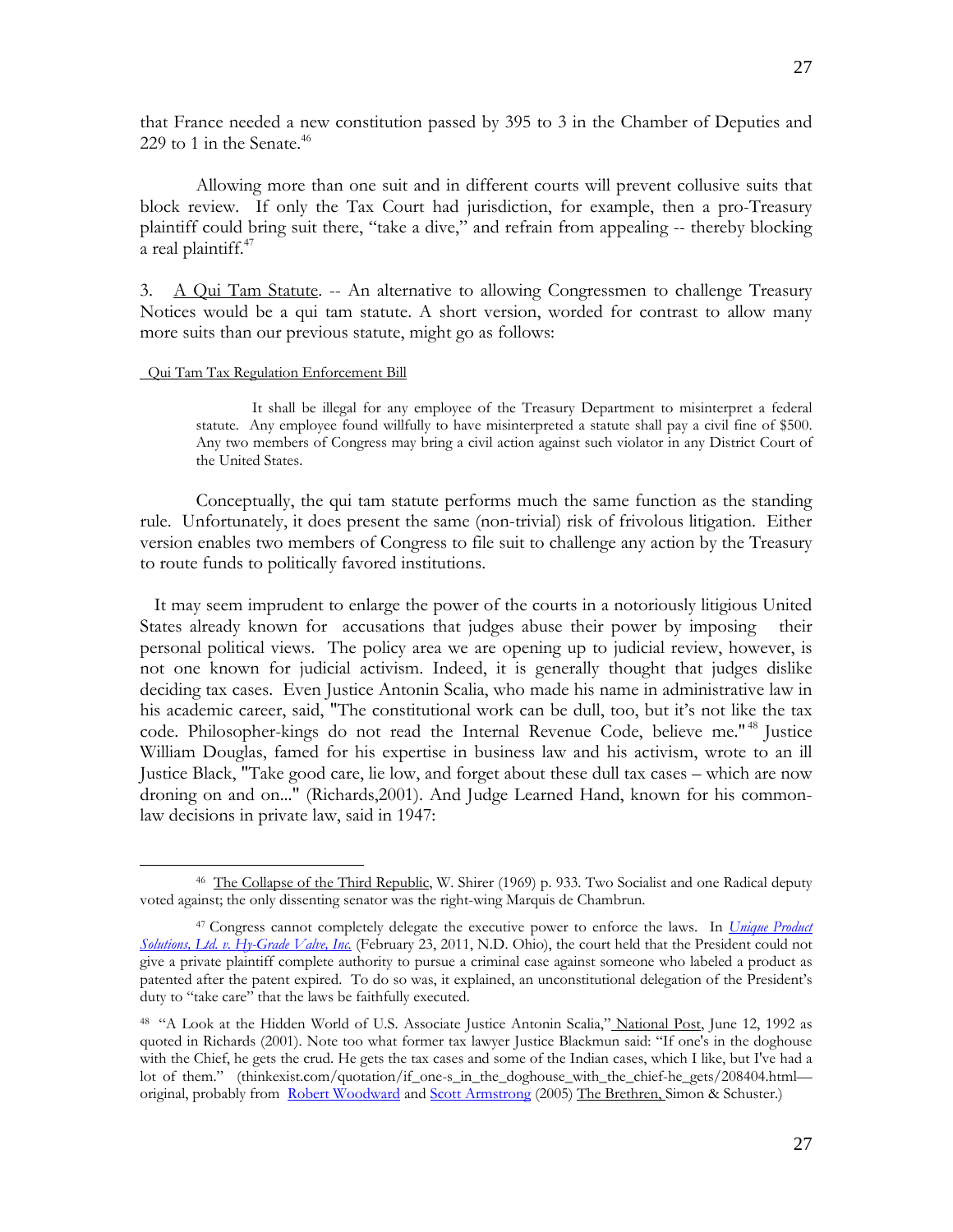that France needed a new constitution passed by 395 to 3 in the Chamber of Deputies and 229 to 1 in the Senate.[46]

Allowing more than one suit and in different courts will prevent collusive suits that block review. If only the Tax Court had jurisdiction, for example, then a pro-Treasury plaintiff could bring suit there, "take a dive," and refrain from appealing -- thereby blocking a real plaintiff.[47]

3. A Qui Tam Statute. -- An alternative to allowing Congressmen to challenge Treasury Notices would be a qui tam statute. A short version, worded for contrast to allow many more suits than our previous statute, might go as follows:

Qui Tam Tax Regulation Enforcement Bill

> It shall be illegal for any employee of the Treasury Department to misinterpret a federal statute. Any employee found willfully to have misinterpreted a statute shall pay a civil fine of $500. Any two members of Congress may bring a civil action against such violator in any District Court of the United States.

Conceptually, the qui tam statute performs much the same function as the standing rule. Unfortunately, it does present the same (non-trivial) risk of frivolous litigation. Either version enables two members of Congress to file suit to challenge any action by the Treasury to route funds to politically favored institutions.

It may seem imprudent to enlarge the power of the courts in a notoriously litigious United States already known for accusations that judges abuse their power by imposing their personal political views. The policy area we are opening up to judicial review, however, is not one known for judicial activism. Indeed, it is generally thought that judges dislike deciding tax cases. Even Justice Antonin Scalia, who made his name in administrative law in his academic career, said, "The constitutional work can be dull, too, but it's not like the tax code. Philosopher-kings do not read the Internal Revenue Code, believe me."[48] Justice William Douglas, famed for his expertise in business law and his activism, wrote to an ill Justice Black, "Take good care, lie low, and forget about these dull tax cases – which are now droning on and on..." (Richards,2001). And Judge Learned Hand, known for his common-law decisions in private law, said in 1947:

---

[46] The Collapse of the Third Republic, W. Shirer (1969) p. 933. Two Socialist and one Radical deputy voted against; the only dissenting senator was the right-wing Marquis de Chambrun.

[47] Congress cannot completely delegate the executive power to enforce the laws. In *Unique Product Solutions, Ltd. v. Hy-Grade Valve, Inc.* (February 23, 2011, N.D. Ohio), the court held that the President could not give a private plaintiff complete authority to pursue a criminal case against someone who labeled a product as patented after the patent expired. To do so was, it explained, an unconstitutional delegation of the President's duty to "take care" that the laws be faithfully executed.

[48] "A Look at the Hidden World of U.S. Associate Justice Antonin Scalia," National Post, June 12, 1992 as quoted in Richards (2001). Note too what former tax lawyer Justice Blackmun said: "If one's in the doghouse with the Chief, he gets the crud. He gets the tax cases and some of the Indian cases, which I like, but I've had a lot of them." (thinkexist.com/quotation/if_one-s_in_the_doghouse_with_the_chief-he_gets/208404.html—original, probably from Robert Woodward and Scott Armstrong (2005) The Brethren, Simon & Schuster.)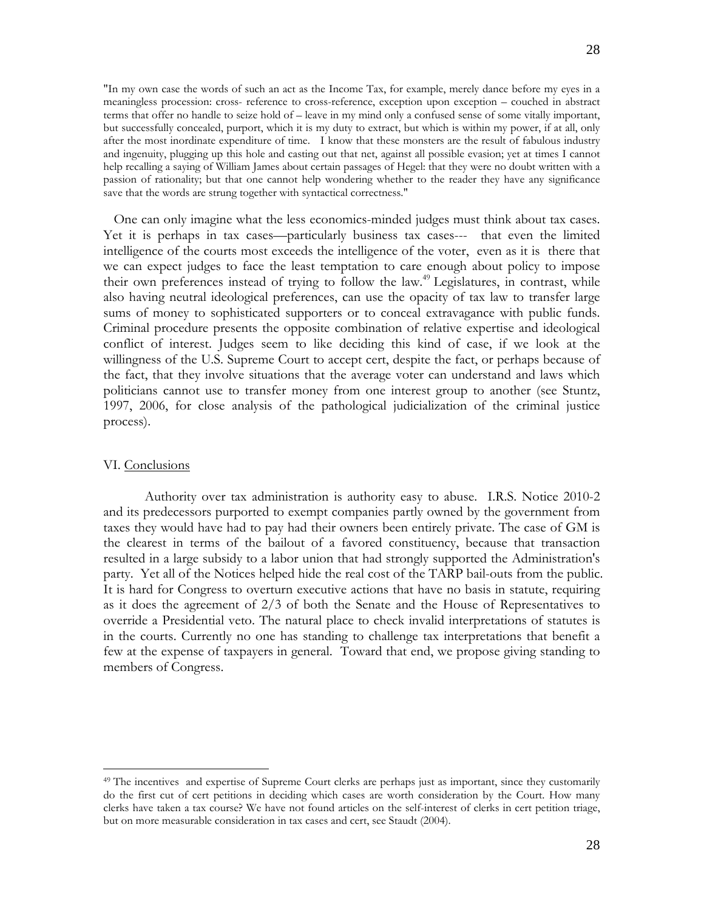"In my own case the words of such an act as the Income Tax, for example, merely dance before my eyes in a meaningless procession: cross- reference to cross-reference, exception upon exception – couched in abstract terms that offer no handle to seize hold of – leave in my mind only a confused sense of some vitally important, but successfully concealed, purport, which it is my duty to extract, but which is within my power, if at all, only after the most inordinate expenditure of time. I know that these monsters are the result of fabulous industry and ingenuity, plugging up this hole and casting out that net, against all possible evasion; yet at times I cannot help recalling a saying of William James about certain passages of Hegel: that they were no doubt written with a passion of rationality; but that one cannot help wondering whether to the reader they have any significance save that the words are strung together with syntactical correctness."

One can only imagine what the less economics-minded judges must think about tax cases. Yet it is perhaps in tax cases—particularly business tax cases--- that even the limited intelligence of the courts most exceeds the intelligence of the voter, even as it is there that we can expect judges to face the least temptation to care enough about policy to impose their own preferences instead of trying to follow the law.[49] Legislatures, in contrast, while also having neutral ideological preferences, can use the opacity of tax law to transfer large sums of money to sophisticated supporters or to conceal extravagance with public funds. Criminal procedure presents the opposite combination of relative expertise and ideological conflict of interest. Judges seem to like deciding this kind of case, if we look at the willingness of the U.S. Supreme Court to accept cert, despite the fact, or perhaps because of the fact, that they involve situations that the average voter can understand and laws which politicians cannot use to transfer money from one interest group to another (see Stuntz, 1997, 2006, for close analysis of the pathological judicialization of the criminal justice process).

## VI. Conclusions

Authority over tax administration is authority easy to abuse. I.R.S. Notice 2010-2 and its predecessors purported to exempt companies partly owned by the government from taxes they would have had to pay had their owners been entirely private. The case of GM is the clearest in terms of the bailout of a favored constituency, because that transaction resulted in a large subsidy to a labor union that had strongly supported the Administration's party. Yet all of the Notices helped hide the real cost of the TARP bail-outs from the public. It is hard for Congress to overturn executive actions that have no basis in statute, requiring as it does the agreement of 2/3 of both the Senate and the House of Representatives to override a Presidential veto. The natural place to check invalid interpretations of statutes is in the courts. Currently no one has standing to challenge tax interpretations that benefit a few at the expense of taxpayers in general. Toward that end, we propose giving standing to members of Congress.

---

[49] The incentives and expertise of Supreme Court clerks are perhaps just as important, since they customarily do the first cut of cert petitions in deciding which cases are worth consideration by the Court. How many clerks have taken a tax course? We have not found articles on the self-interest of clerks in cert petition triage, but on more measurable consideration in tax cases and cert, see Staudt (2004).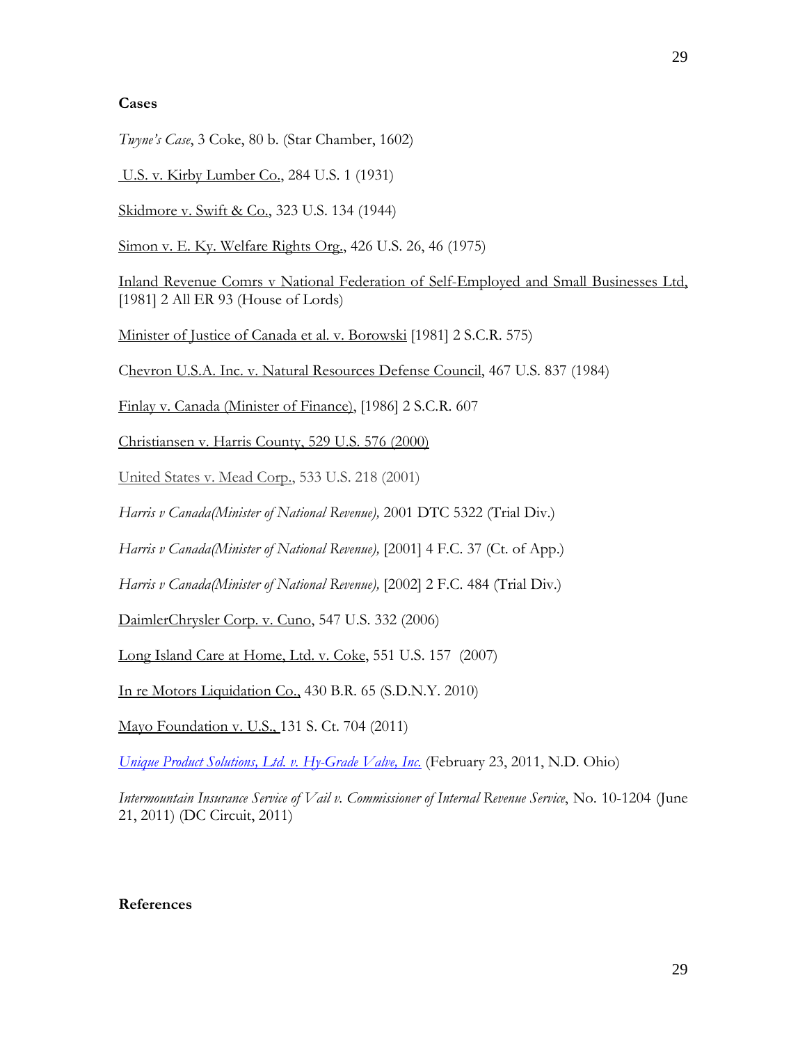**Cases**

*Twyne's Case*, 3 Coke, 80 b. (Star Chamber, 1602)

U.S. v. Kirby Lumber Co., 284 U.S. 1 (1931)

Skidmore v. Swift & Co., 323 U.S. 134 (1944)

Simon v. E. Ky. Welfare Rights Org., 426 U.S. 26, 46 (1975)

Inland Revenue Comrs v National Federation of Self-Employed and Small Businesses Ltd, [1981] 2 All ER 93 (House of Lords)

Minister of Justice of Canada et al. v. Borowski [1981] 2 S.C.R. 575)

Chevron U.S.A. Inc. v. Natural Resources Defense Council, 467 U.S. 837 (1984)

Finlay v. Canada (Minister of Finance), [1986] 2 S.C.R. 607

Christiansen v. Harris County, 529 U.S. 576 (2000)

United States v. Mead Corp., 533 U.S. 218 (2001)

*Harris v Canada(Minister of National Revenue),* 2001 DTC 5322 (Trial Div.)

*Harris v Canada(Minister of National Revenue),* [2001] 4 F.C. 37 (Ct. of App.)

*Harris v Canada(Minister of National Revenue),* [2002] 2 F.C. 484 (Trial Div.)

DaimlerChrysler Corp. v. Cuno, 547 U.S. 332 (2006)

Long Island Care at Home, Ltd. v. Coke, 551 U.S. 157 (2007)

In re Motors Liquidation Co., 430 B.R. 65 (S.D.N.Y. 2010)

Mayo Foundation v. U.S., 131 S. Ct. 704 (2011)

*Unique Product Solutions, Ltd. v. Hy-Grade Valve, Inc.* (February 23, 2011, N.D. Ohio)

*Intermountain Insurance Service of Vail v. Commissioner of Internal Revenue Service*, No. 10-1204 (June 21, 2011) (DC Circuit, 2011)

**References**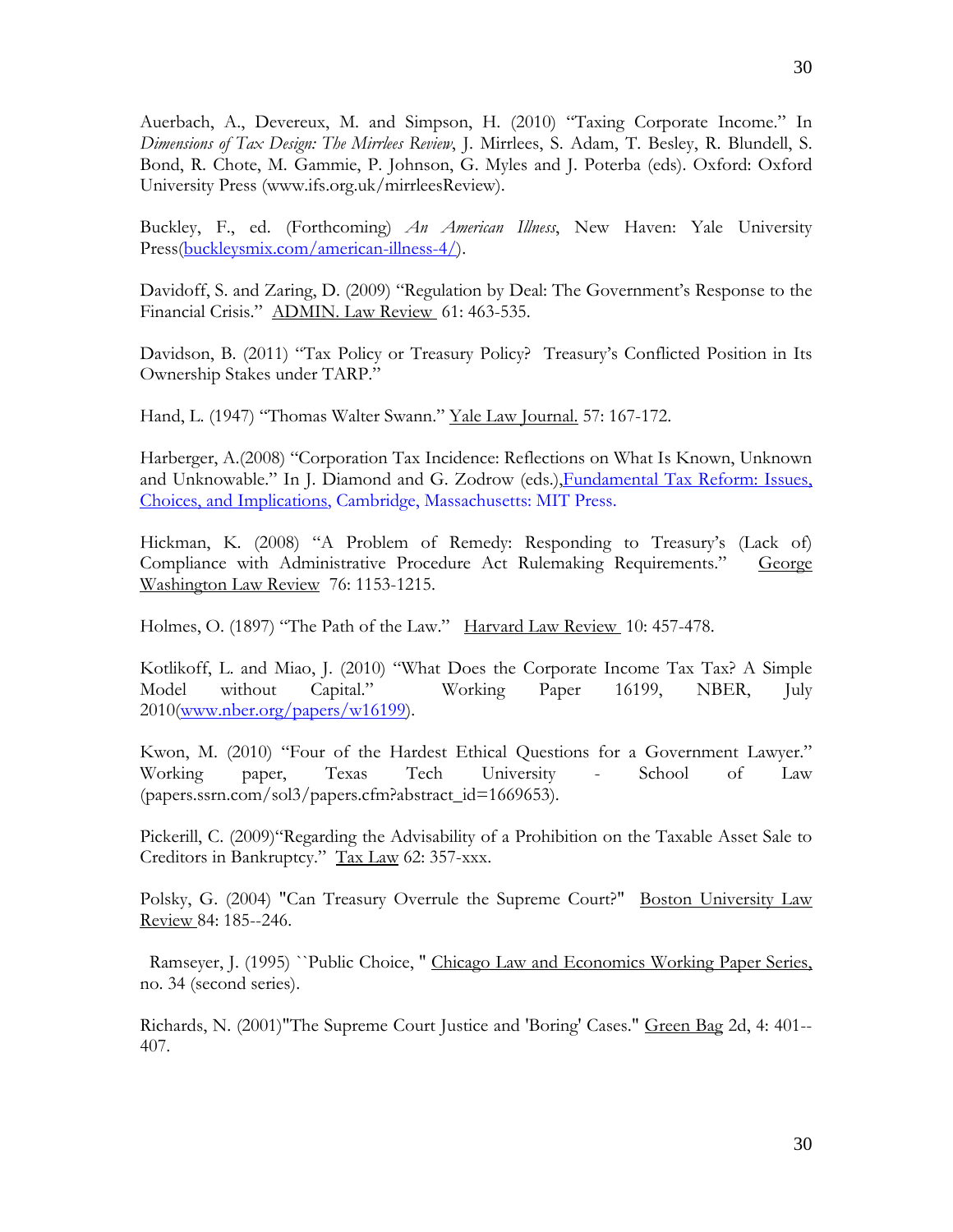Auerbach, A., Devereux, M. and Simpson, H. (2010) "Taxing Corporate Income." In *Dimensions of Tax Design: The Mirrlees Review*, J. Mirrlees, S. Adam, T. Besley, R. Blundell, S. Bond, R. Chote, M. Gammie, P. Johnson, G. Myles and J. Poterba (eds). Oxford: Oxford University Press (www.ifs.org.uk/mirrleesReview).

Buckley, F., ed. (Forthcoming) *An American Illness*, New Haven: Yale University Press(buckleysmix.com/american-illness-4/).

Davidoff, S. and Zaring, D. (2009) "Regulation by Deal: The Government's Response to the Financial Crisis." ADMIN. Law Review 61: 463-535.

Davidson, B. (2011) "Tax Policy or Treasury Policy? Treasury's Conflicted Position in Its Ownership Stakes under TARP."

Hand, L. (1947) "Thomas Walter Swann." Yale Law Journal. 57: 167-172.

Harberger, A.(2008) "Corporation Tax Incidence: Reflections on What Is Known, Unknown and Unknowable." In J. Diamond and G. Zodrow (eds.),Fundamental Tax Reform: Issues, Choices, and Implications, Cambridge, Massachusetts: MIT Press.

Hickman, K. (2008) "A Problem of Remedy: Responding to Treasury's (Lack of) Compliance with Administrative Procedure Act Rulemaking Requirements." George Washington Law Review 76: 1153-1215.

Holmes, O. (1897) "The Path of the Law." Harvard Law Review 10: 457-478.

Kotlikoff, L. and Miao, J. (2010) "What Does the Corporate Income Tax Tax? A Simple Model without Capital." Working Paper 16199, NBER, July 2010(www.nber.org/papers/w16199).

Kwon, M. (2010) "Four of the Hardest Ethical Questions for a Government Lawyer." Working paper, Texas Tech University - School of Law (papers.ssrn.com/sol3/papers.cfm?abstract_id=1669653).

Pickerill, C. (2009)"Regarding the Advisability of a Prohibition on the Taxable Asset Sale to Creditors in Bankruptcy." Tax Law 62: 357-xxx.

Polsky, G. (2004) "Can Treasury Overrule the Supreme Court?" Boston University Law Review 84: 185--246.

Ramseyer, J. (1995) ``Public Choice, " Chicago Law and Economics Working Paper Series, no. 34 (second series).

Richards, N. (2001)"The Supreme Court Justice and 'Boring' Cases." Green Bag 2d, 4: 401--407.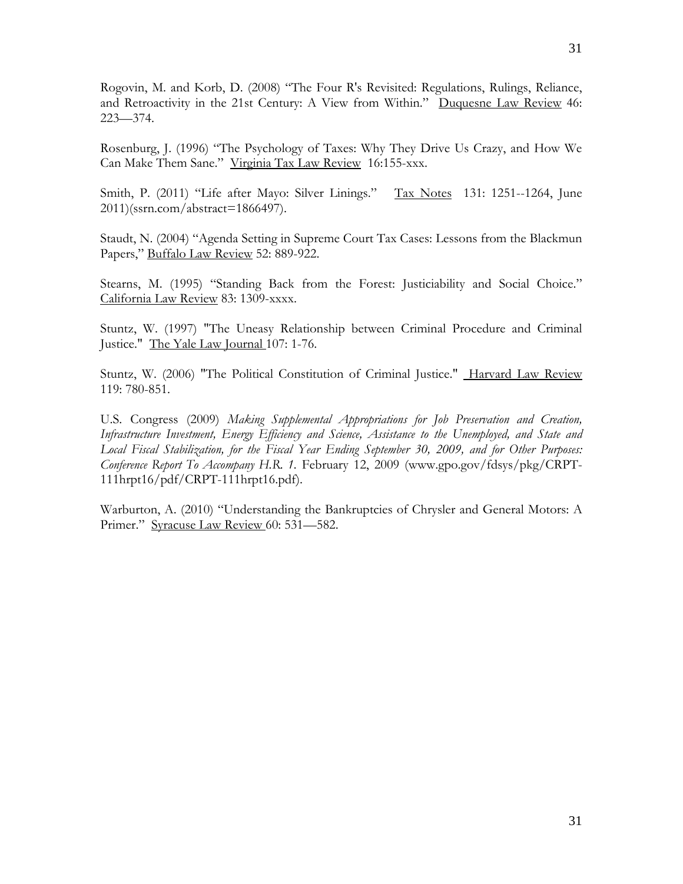Rogovin, M. and Korb, D. (2008) "The Four R's Revisited: Regulations, Rulings, Reliance, and Retroactivity in the 21st Century: A View from Within." Duquesne Law Review 46: 223—374.

Rosenburg, J. (1996) "The Psychology of Taxes: Why They Drive Us Crazy, and How We Can Make Them Sane." Virginia Tax Law Review 16:155-xxx.

Smith, P. (2011) "Life after Mayo: Silver Linings." Tax Notes 131: 1251--1264, June 2011)(ssrn.com/abstract=1866497).

Staudt, N. (2004) "Agenda Setting in Supreme Court Tax Cases: Lessons from the Blackmun Papers," Buffalo Law Review 52: 889-922.

Stearns, M. (1995) "Standing Back from the Forest: Justiciability and Social Choice." California Law Review 83: 1309-xxxx.

Stuntz, W. (1997) "The Uneasy Relationship between Criminal Procedure and Criminal Justice." The Yale Law Journal 107: 1-76.

Stuntz, W. (2006) "The Political Constitution of Criminal Justice." Harvard Law Review 119: 780-851.

U.S. Congress (2009) *Making Supplemental Appropriations for Job Preservation and Creation, Infrastructure Investment, Energy Efficiency and Science, Assistance to the Unemployed, and State and Local Fiscal Stabilization, for the Fiscal Year Ending September 30, 2009, and for Other Purposes: Conference Report To Accompany H.R. 1.* February 12, 2009 (www.gpo.gov/fdsys/pkg/CRPT-111hrpt16/pdf/CRPT-111hrpt16.pdf).

Warburton, A. (2010) "Understanding the Bankruptcies of Chrysler and General Motors: A Primer." Syracuse Law Review 60: 531—582.